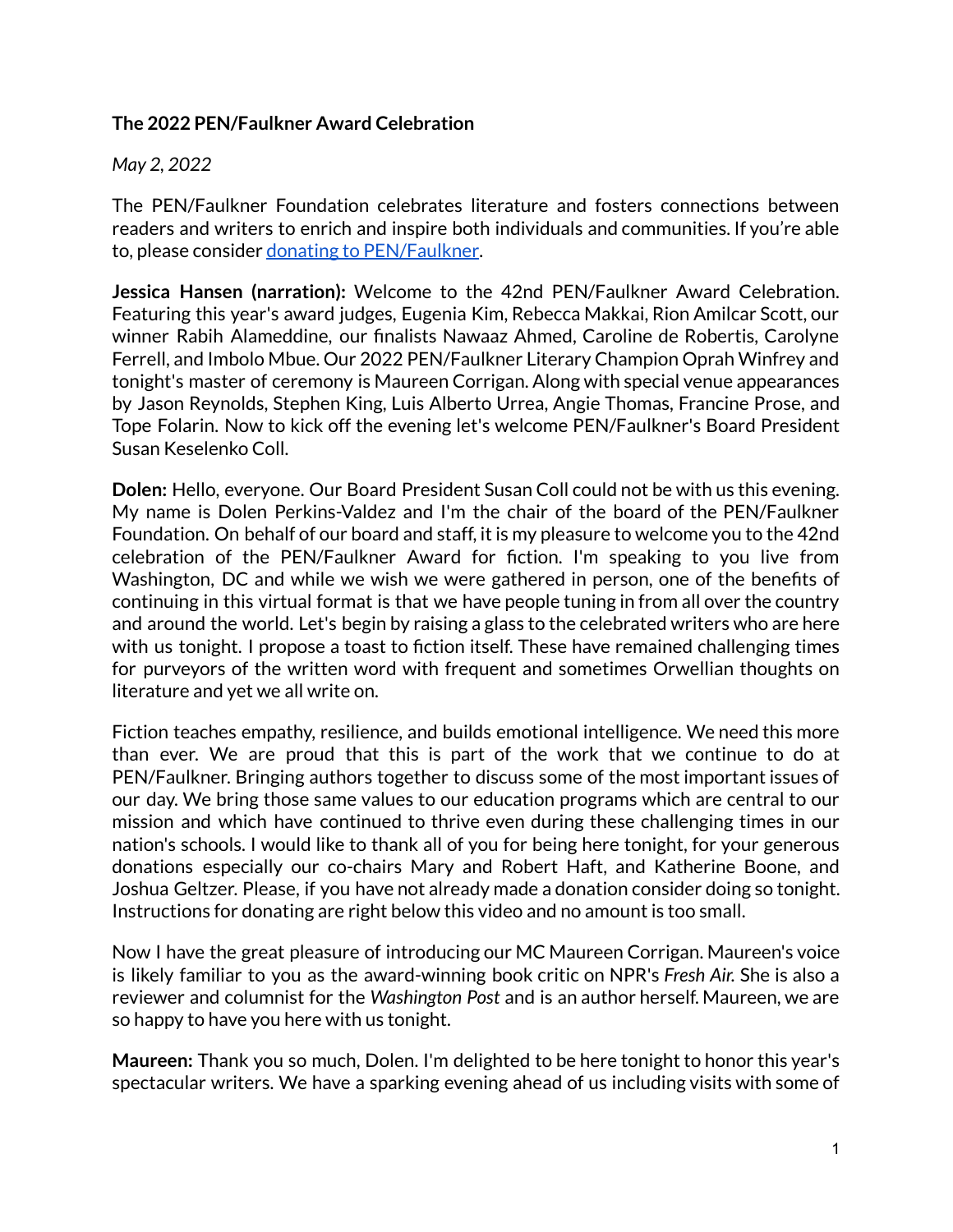**The 2022 PEN/Faulkner Award Celebration**

*May 2, 2022*

The PEN/Faulkner Foundation celebrates literature and fosters connections between readers and writers to enrich and inspire both individuals and communities. If you're able to, please consider [donating to PEN/Faulkner](donating to PEN/Faulkner).

**Jessica Hansen (narration):** Welcome to the 42nd PEN/Faulkner Award Celebration. Featuring this year's award judges, Eugenia Kim, Rebecca Makkai, Rion Amilcar Scott, our winner Rabih Alameddine, our finalists Nawaaz Ahmed, Caroline de Robertis, Carolyne Ferrell, and Imbolo Mbue. Our 2022 PEN/Faulkner Literary Champion Oprah Winfrey and tonight's master of ceremony is Maureen Corrigan. Along with special venue appearances by Jason Reynolds, Stephen King, Luis Alberto Urrea, Angie Thomas, Francine Prose, and Tope Folarin. Now to kick off the evening let's welcome PEN/Faulkner's Board President Susan Keselenko Coll.

**Dolen:** Hello, everyone. Our Board President Susan Coll could not be with us this evening. My name is Dolen Perkins-Valdez and I'm the chair of the board of the PEN/Faulkner Foundation. On behalf of our board and staff, it is my pleasure to welcome you to the 42nd celebration of the PEN/Faulkner Award for fiction. I'm speaking to you live from Washington, DC and while we wish we were gathered in person, one of the benefits of continuing in this virtual format is that we have people tuning in from all over the country and around the world. Let's begin by raising a glass to the celebrated writers who are here with us tonight. I propose a toast to fiction itself. These have remained challenging times for purveyors of the written word with frequent and sometimes Orwellian thoughts on literature and yet we all write on.

Fiction teaches empathy, resilience, and builds emotional intelligence. We need this more than ever. We are proud that this is part of the work that we continue to do at PEN/Faulkner. Bringing authors together to discuss some of the most important issues of our day. We bring those same values to our education programs which are central to our mission and which have continued to thrive even during these challenging times in our nation's schools. I would like to thank all of you for being here tonight, for your generous donations especially our co-chairs Mary and Robert Haft, and Katherine Boone, and Joshua Geltzer. Please, if you have not already made a donation consider doing so tonight. Instructions for donating are right below this video and no amount is too small.

Now I have the great pleasure of introducing our MC Maureen Corrigan. Maureen's voice is likely familiar to you as the award-winning book critic on NPR's *Fresh Air.* She is also a reviewer and columnist for the *Washington Post* and is an author herself. Maureen, we are so happy to have you here with us tonight.

**Maureen:** Thank you so much, Dolen. I'm delighted to be here tonight to honor this year's spectacular writers. We have a sparking evening ahead of us including visits with some of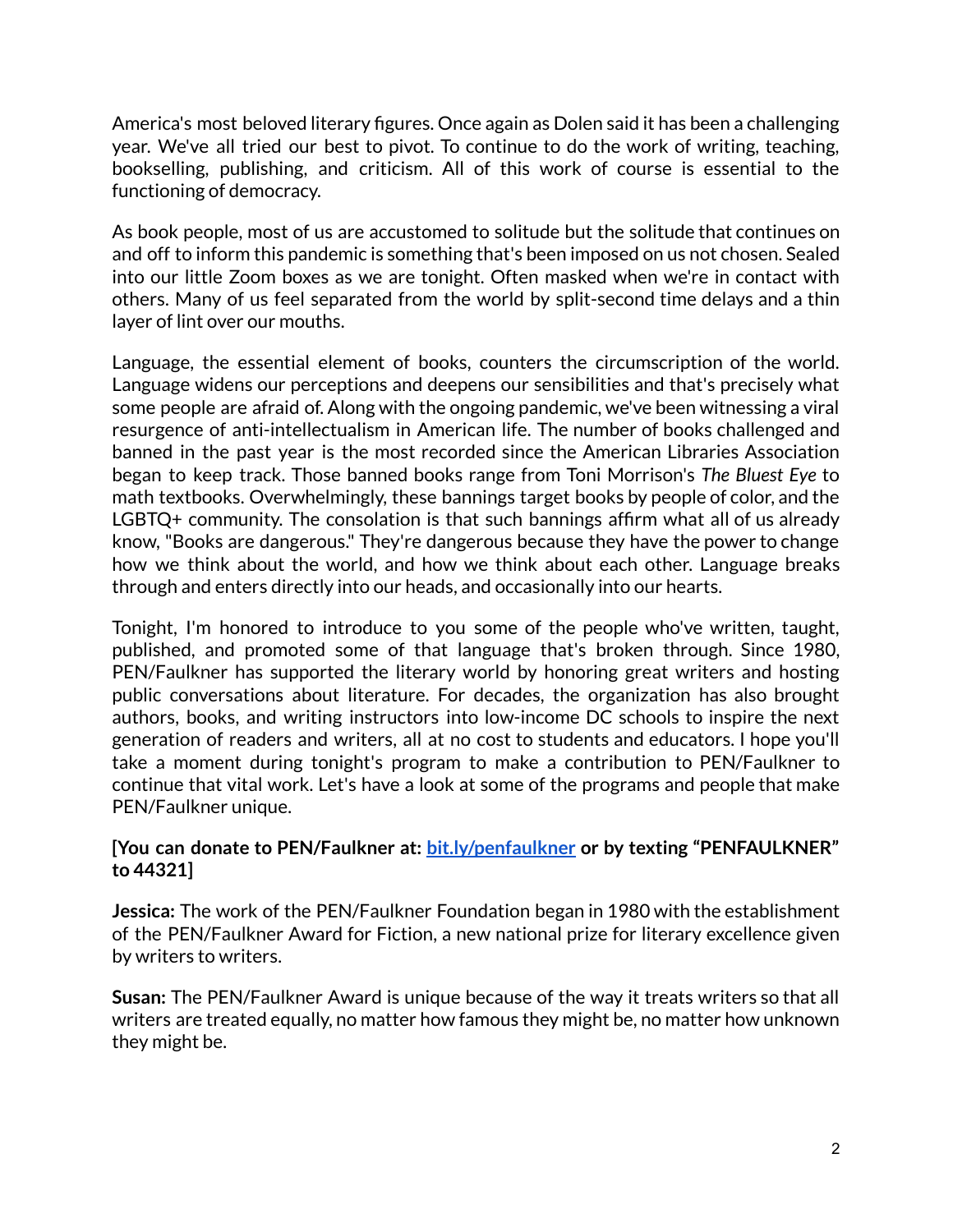America's most beloved literary figures. Once again as Dolen said it has been a challenging year. We've all tried our best to pivot. To continue to do the work of writing, teaching, bookselling, publishing, and criticism. All of this work of course is essential to the functioning of democracy.

As book people, most of us are accustomed to solitude but the solitude that continues on and off to inform this pandemic is something that's been imposed on us not chosen. Sealed into our little Zoom boxes as we are tonight. Often masked when we're in contact with others. Many of us feel separated from the world by split-second time delays and a thin layer of lint over our mouths.

Language, the essential element of books, counters the circumscription of the world. Language widens our perceptions and deepens our sensibilities and that's precisely what some people are afraid of. Along with the ongoing pandemic, we've been witnessing a viral resurgence of anti-intellectualism in American life. The number of books challenged and banned in the past year is the most recorded since the American Libraries Association began to keep track. Those banned books range from Toni Morrison's *The Bluest Eye* to math textbooks. Overwhelmingly, these bannings target books by people of color, and the LGBTQ+ community. The consolation is that such bannings affirm what all of us already know, "Books are dangerous." They're dangerous because they have the power to change how we think about the world, and how we think about each other. Language breaks through and enters directly into our heads, and occasionally into our hearts.

Tonight, I'm honored to introduce to you some of the people who've written, taught, published, and promoted some of that language that's broken through. Since 1980, PEN/Faulkner has supported the literary world by honoring great writers and hosting public conversations about literature. For decades, the organization has also brought authors, books, and writing instructors into low-income DC schools to inspire the next generation of readers and writers, all at no cost to students and educators. I hope you'll take a moment during tonight's program to make a contribution to PEN/Faulkner to continue that vital work. Let's have a look at some of the programs and people that make PEN/Faulkner unique.

**[You can donate to PEN/Faulkner at: [bit.ly/penfaulkner](https://bit.ly/penfaulkner) or by texting "PENFAULKNER" to 44321]**

**Jessica:** The work of the PEN/Faulkner Foundation began in 1980 with the establishment of the PEN/Faulkner Award for Fiction, a new national prize for literary excellence given by writers to writers.

**Susan:** The PEN/Faulkner Award is unique because of the way it treats writers so that all writers are treated equally, no matter how famous they might be, no matter how unknown they might be.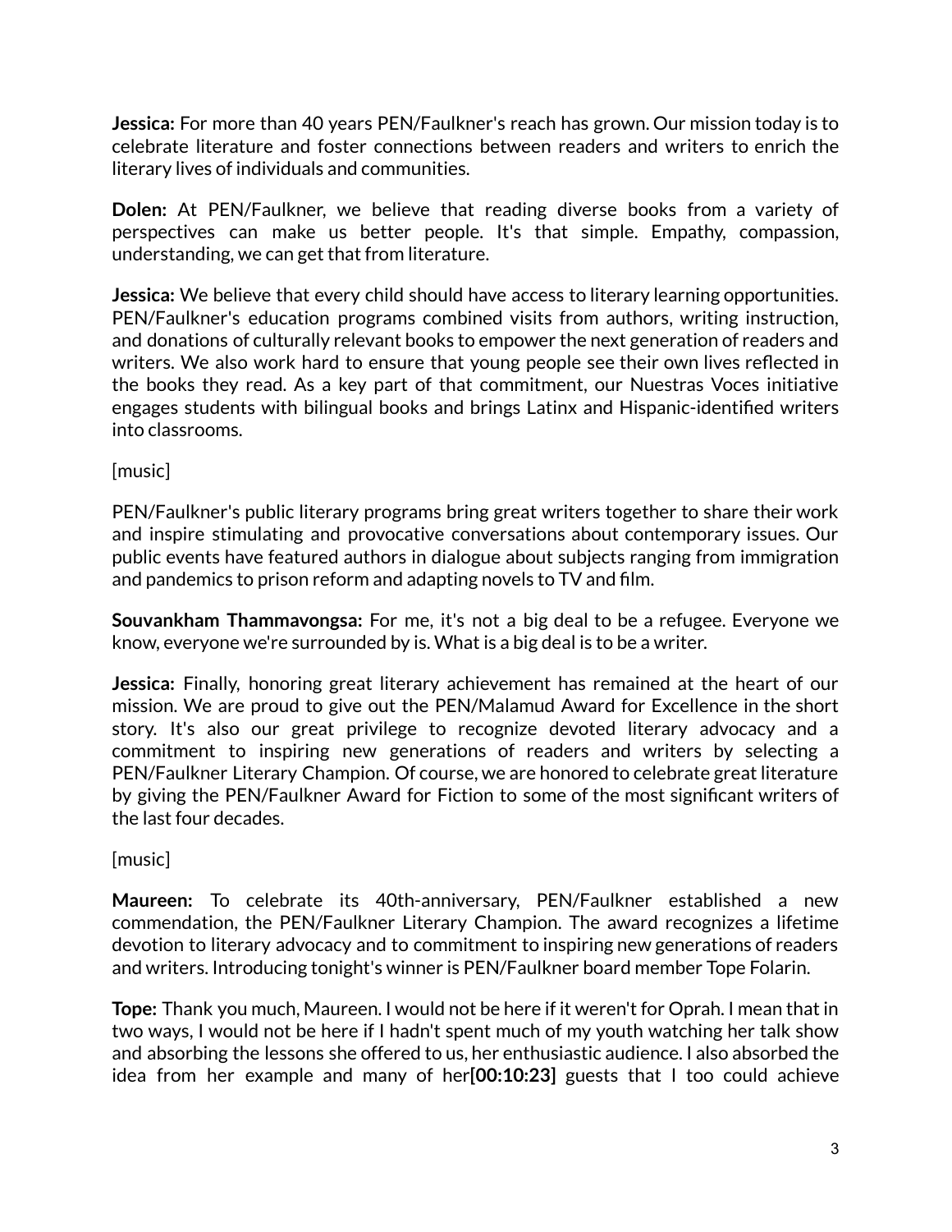**Jessica:** For more than 40 years PEN/Faulkner's reach has grown. Our mission today is to celebrate literature and foster connections between readers and writers to enrich the literary lives of individuals and communities.

**Dolen:** At PEN/Faulkner, we believe that reading diverse books from a variety of perspectives can make us better people. It's that simple. Empathy, compassion, understanding, we can get that from literature.

**Jessica:** We believe that every child should have access to literary learning opportunities. PEN/Faulkner's education programs combined visits from authors, writing instruction, and donations of culturally relevant books to empower the next generation of readers and writers. We also work hard to ensure that young people see their own lives reflected in the books they read. As a key part of that commitment, our Nuestras Voces initiative engages students with bilingual books and brings Latinx and Hispanic-identified writers into classrooms.

[music]

PEN/Faulkner's public literary programs bring great writers together to share their work and inspire stimulating and provocative conversations about contemporary issues. Our public events have featured authors in dialogue about subjects ranging from immigration and pandemics to prison reform and adapting novels to TV and film.

**Souvankham Thammavongsa:** For me, it's not a big deal to be a refugee. Everyone we know, everyone we're surrounded by is. What is a big deal is to be a writer.

**Jessica:** Finally, honoring great literary achievement has remained at the heart of our mission. We are proud to give out the PEN/Malamud Award for Excellence in the short story. It's also our great privilege to recognize devoted literary advocacy and a commitment to inspiring new generations of readers and writers by selecting a PEN/Faulkner Literary Champion. Of course, we are honored to celebrate great literature by giving the PEN/Faulkner Award for Fiction to some of the most significant writers of the last four decades.

[music]

**Maureen:** To celebrate its 40th-anniversary, PEN/Faulkner established a new commendation, the PEN/Faulkner Literary Champion. The award recognizes a lifetime devotion to literary advocacy and to commitment to inspiring new generations of readers and writers. Introducing tonight's winner is PEN/Faulkner board member Tope Folarin.

**Tope:** Thank you much, Maureen. I would not be here if it weren't for Oprah. I mean that in two ways, I would not be here if I hadn't spent much of my youth watching her talk show and absorbing the lessons she offered to us, her enthusiastic audience. I also absorbed the idea from her example and many of her**[00:10:23]** guests that I too could achieve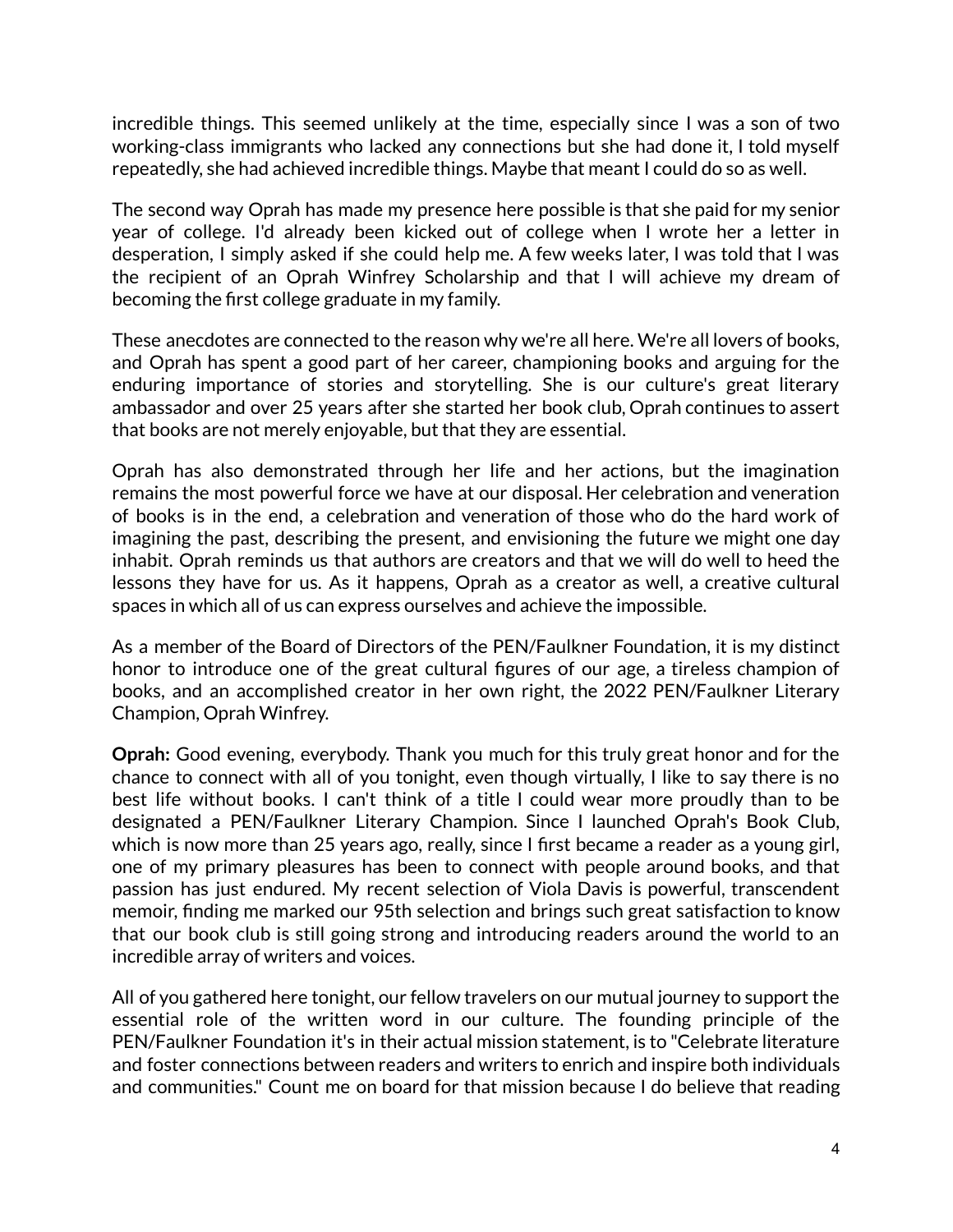incredible things. This seemed unlikely at the time, especially since I was a son of two working-class immigrants who lacked any connections but she had done it, I told myself repeatedly, she had achieved incredible things. Maybe that meant I could do so as well.

The second way Oprah has made my presence here possible is that she paid for my senior year of college. I'd already been kicked out of college when I wrote her a letter in desperation, I simply asked if she could help me. A few weeks later, I was told that I was the recipient of an Oprah Winfrey Scholarship and that I will achieve my dream of becoming the first college graduate in my family.

These anecdotes are connected to the reason why we're all here. We're all lovers of books, and Oprah has spent a good part of her career, championing books and arguing for the enduring importance of stories and storytelling. She is our culture's great literary ambassador and over 25 years after she started her book club, Oprah continues to assert that books are not merely enjoyable, but that they are essential.

Oprah has also demonstrated through her life and her actions, but the imagination remains the most powerful force we have at our disposal. Her celebration and veneration of books is in the end, a celebration and veneration of those who do the hard work of imagining the past, describing the present, and envisioning the future we might one day inhabit. Oprah reminds us that authors are creators and that we will do well to heed the lessons they have for us. As it happens, Oprah as a creator as well, a creative cultural spaces in which all of us can express ourselves and achieve the impossible.

As a member of the Board of Directors of the PEN/Faulkner Foundation, it is my distinct honor to introduce one of the great cultural figures of our age, a tireless champion of books, and an accomplished creator in her own right, the 2022 PEN/Faulkner Literary Champion, Oprah Winfrey.

**Oprah:** Good evening, everybody. Thank you much for this truly great honor and for the chance to connect with all of you tonight, even though virtually, I like to say there is no best life without books. I can't think of a title I could wear more proudly than to be designated a PEN/Faulkner Literary Champion. Since I launched Oprah's Book Club, which is now more than 25 years ago, really, since I first became a reader as a young girl, one of my primary pleasures has been to connect with people around books, and that passion has just endured. My recent selection of Viola Davis is powerful, transcendent memoir, finding me marked our 95th selection and brings such great satisfaction to know that our book club is still going strong and introducing readers around the world to an incredible array of writers and voices.

All of you gathered here tonight, our fellow travelers on our mutual journey to support the essential role of the written word in our culture. The founding principle of the PEN/Faulkner Foundation it's in their actual mission statement, is to "Celebrate literature and foster connections between readers and writers to enrich and inspire both individuals and communities." Count me on board for that mission because I do believe that reading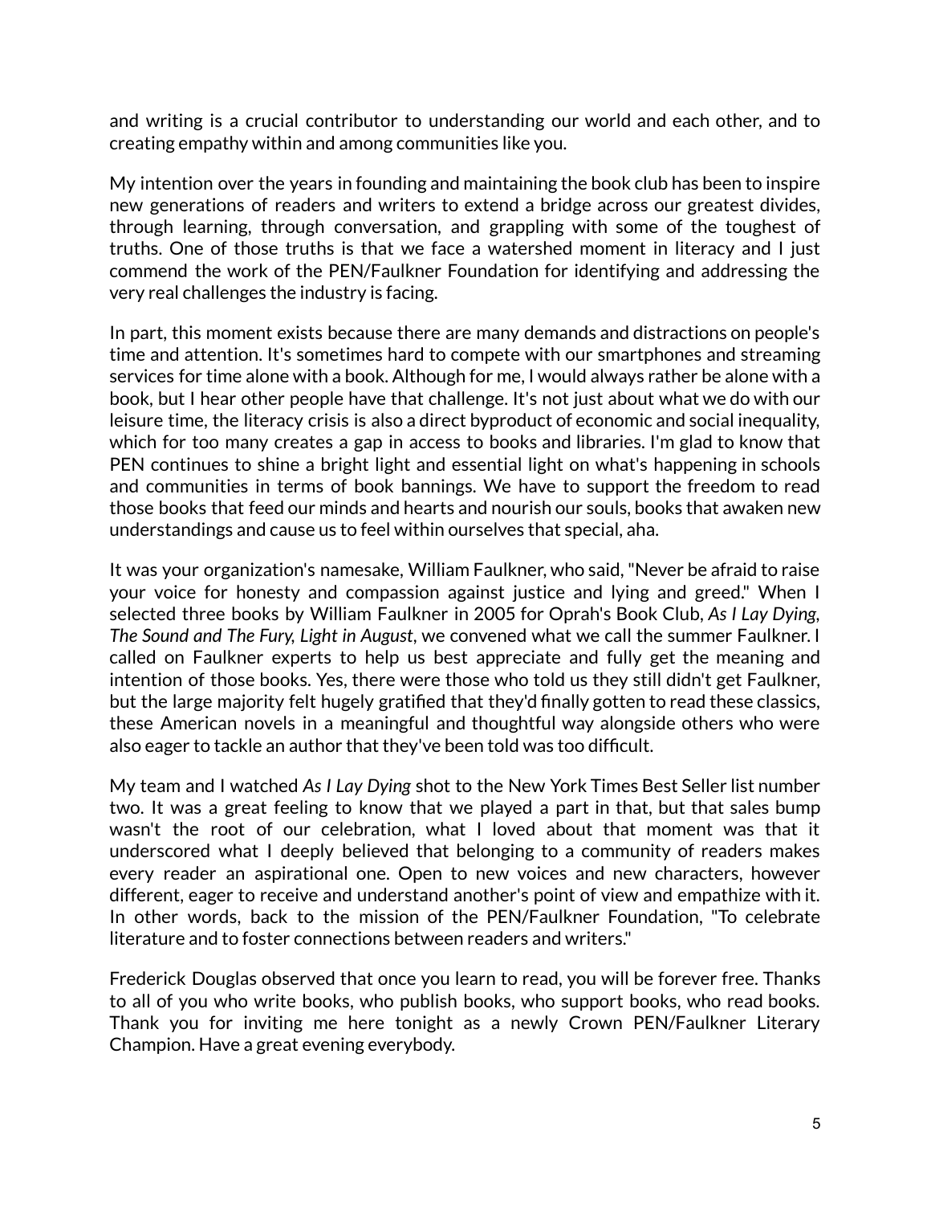and writing is a crucial contributor to understanding our world and each other, and to creating empathy within and among communities like you.

My intention over the years in founding and maintaining the book club has been to inspire new generations of readers and writers to extend a bridge across our greatest divides, through learning, through conversation, and grappling with some of the toughest of truths. One of those truths is that we face a watershed moment in literacy and I just commend the work of the PEN/Faulkner Foundation for identifying and addressing the very real challenges the industry is facing.

In part, this moment exists because there are many demands and distractions on people's time and attention. It's sometimes hard to compete with our smartphones and streaming services for time alone with a book. Although for me, I would always rather be alone with a book, but I hear other people have that challenge. It's not just about what we do with our leisure time, the literacy crisis is also a direct byproduct of economic and social inequality, which for too many creates a gap in access to books and libraries. I'm glad to know that PEN continues to shine a bright light and essential light on what's happening in schools and communities in terms of book bannings. We have to support the freedom to read those books that feed our minds and hearts and nourish our souls, books that awaken new understandings and cause us to feel within ourselves that special, aha.

It was your organization's namesake, William Faulkner, who said, "Never be afraid to raise your voice for honesty and compassion against justice and lying and greed." When I selected three books by William Faulkner in 2005 for Oprah's Book Club, *As I Lay Dying*, *The Sound and The Fury*, *Light in August*, we convened what we call the summer Faulkner. I called on Faulkner experts to help us best appreciate and fully get the meaning and intention of those books. Yes, there were those who told us they still didn't get Faulkner, but the large majority felt hugely gratified that they'd finally gotten to read these classics, these American novels in a meaningful and thoughtful way alongside others who were also eager to tackle an author that they've been told was too difficult.

My team and I watched *As I Lay Dying* shot to the New York Times Best Seller list number two. It was a great feeling to know that we played a part in that, but that sales bump wasn't the root of our celebration, what I loved about that moment was that it underscored what I deeply believed that belonging to a community of readers makes every reader an aspirational one. Open to new voices and new characters, however different, eager to receive and understand another's point of view and empathize with it. In other words, back to the mission of the PEN/Faulkner Foundation, "To celebrate literature and to foster connections between readers and writers."

Frederick Douglas observed that once you learn to read, you will be forever free. Thanks to all of you who write books, who publish books, who support books, who read books. Thank you for inviting me here tonight as a newly Crown PEN/Faulkner Literary Champion. Have a great evening everybody.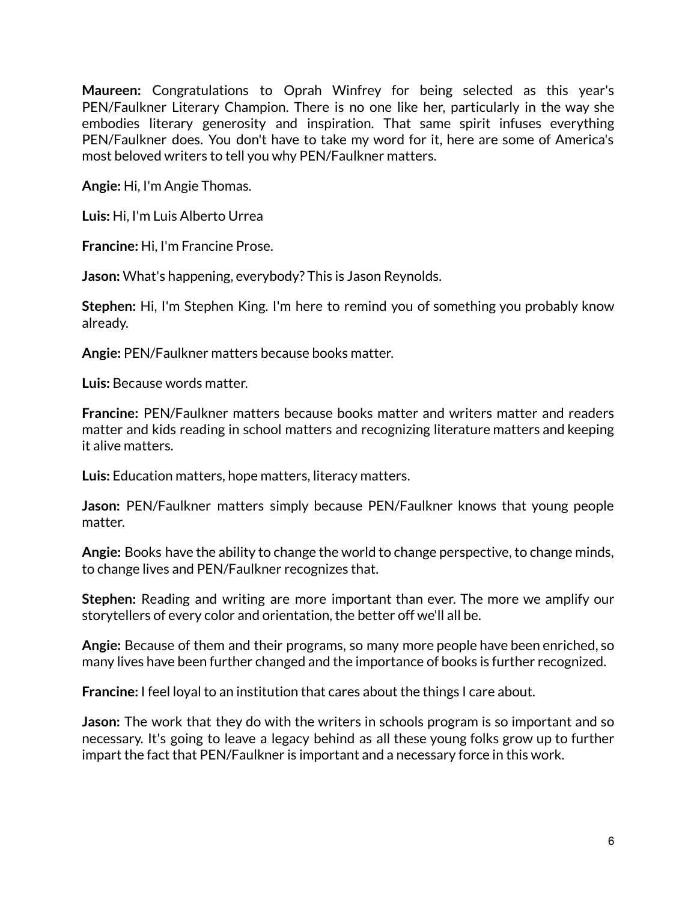**Maureen:** Congratulations to Oprah Winfrey for being selected as this year's PEN/Faulkner Literary Champion. There is no one like her, particularly in the way she embodies literary generosity and inspiration. That same spirit infuses everything PEN/Faulkner does. You don't have to take my word for it, here are some of America's most beloved writers to tell you why PEN/Faulkner matters.

**Angie:** Hi, I'm Angie Thomas.

**Luis:** Hi, I'm Luis Alberto Urrea

**Francine:** Hi, I'm Francine Prose.

**Jason:** What's happening, everybody? This is Jason Reynolds.

**Stephen:** Hi, I'm Stephen King. I'm here to remind you of something you probably know already.

**Angie:** PEN/Faulkner matters because books matter.

**Luis:** Because words matter.

**Francine:** PEN/Faulkner matters because books matter and writers matter and readers matter and kids reading in school matters and recognizing literature matters and keeping it alive matters.

**Luis:** Education matters, hope matters, literacy matters.

**Jason:** PEN/Faulkner matters simply because PEN/Faulkner knows that young people matter.

**Angie:** Books have the ability to change the world to change perspective, to change minds, to change lives and PEN/Faulkner recognizes that.

**Stephen:** Reading and writing are more important than ever. The more we amplify our storytellers of every color and orientation, the better off we'll all be.

**Angie:** Because of them and their programs, so many more people have been enriched, so many lives have been further changed and the importance of books is further recognized.

**Francine:** I feel loyal to an institution that cares about the things I care about.

**Jason:** The work that they do with the writers in schools program is so important and so necessary. It's going to leave a legacy behind as all these young folks grow up to further impart the fact that PEN/Faulkner is important and a necessary force in this work.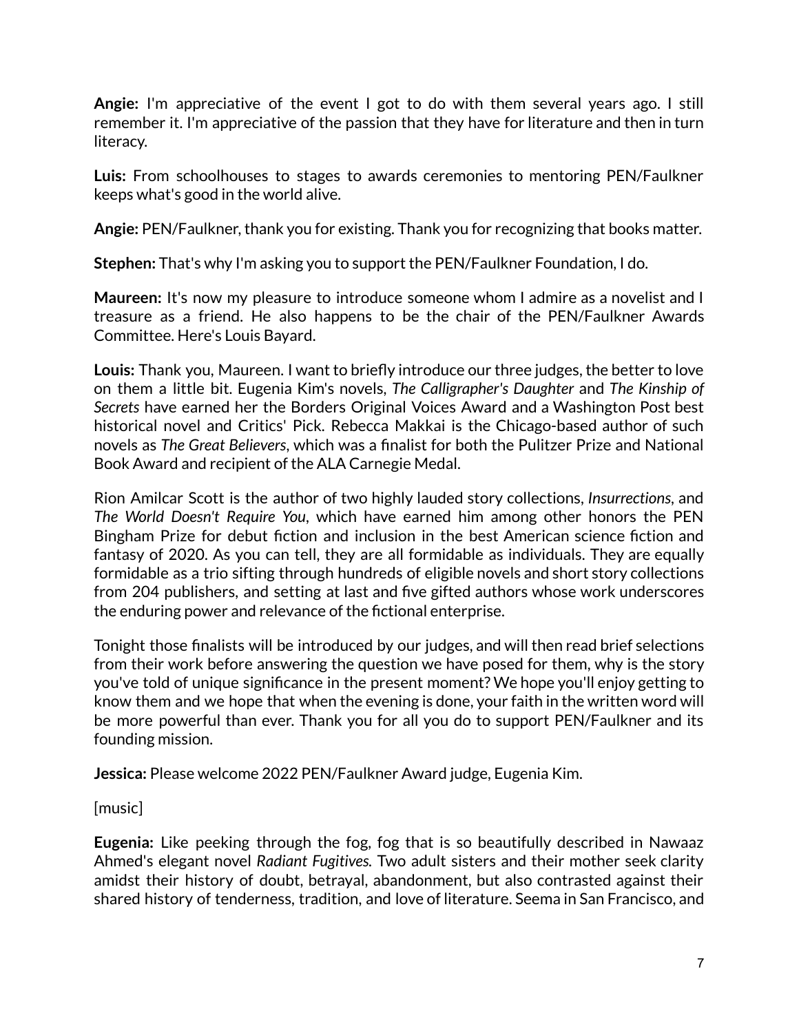**Angie:** I'm appreciative of the event I got to do with them several years ago. I still remember it. I'm appreciative of the passion that they have for literature and then in turn literacy.

**Luis:** From schoolhouses to stages to awards ceremonies to mentoring PEN/Faulkner keeps what's good in the world alive.

**Angie:** PEN/Faulkner, thank you for existing. Thank you for recognizing that books matter.

**Stephen:** That's why I'm asking you to support the PEN/Faulkner Foundation, I do.

**Maureen:** It's now my pleasure to introduce someone whom I admire as a novelist and I treasure as a friend. He also happens to be the chair of the PEN/Faulkner Awards Committee. Here's Louis Bayard.

**Louis:** Thank you, Maureen. I want to briefly introduce our three judges, the better to love on them a little bit. Eugenia Kim's novels, *The Calligrapher's Daughter* and *The Kinship of Secrets* have earned her the Borders Original Voices Award and a Washington Post best historical novel and Critics' Pick. Rebecca Makkai is the Chicago-based author of such novels as *The Great Believers*, which was a finalist for both the Pulitzer Prize and National Book Award and recipient of the ALA Carnegie Medal.

Rion Amilcar Scott is the author of two highly lauded story collections, *Insurrections*, and *The World Doesn't Require You*, which have earned him among other honors the PEN Bingham Prize for debut fiction and inclusion in the best American science fiction and fantasy of 2020. As you can tell, they are all formidable as individuals. They are equally formidable as a trio sifting through hundreds of eligible novels and short story collections from 204 publishers, and setting at last and five gifted authors whose work underscores the enduring power and relevance of the fictional enterprise.

Tonight those finalists will be introduced by our judges, and will then read brief selections from their work before answering the question we have posed for them, why is the story you've told of unique significance in the present moment? We hope you'll enjoy getting to know them and we hope that when the evening is done, your faith in the written word will be more powerful than ever. Thank you for all you do to support PEN/Faulkner and its founding mission.

**Jessica:** Please welcome 2022 PEN/Faulkner Award judge, Eugenia Kim.

[music]

**Eugenia:** Like peeking through the fog, fog that is so beautifully described in Nawaaz Ahmed's elegant novel *Radiant Fugitives.* Two adult sisters and their mother seek clarity amidst their history of doubt, betrayal, abandonment, but also contrasted against their shared history of tenderness, tradition, and love of literature. Seema in San Francisco, and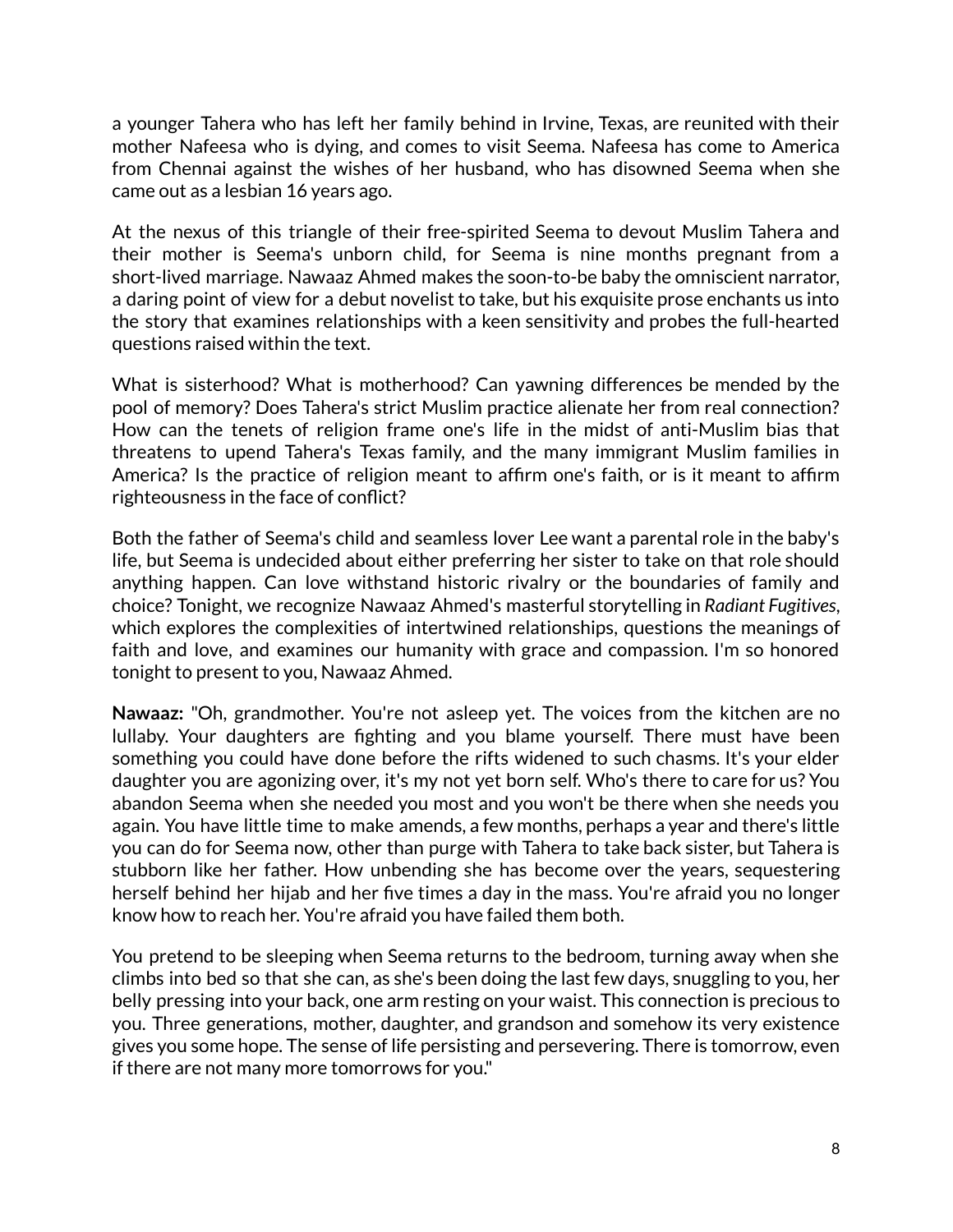a younger Tahera who has left her family behind in Irvine, Texas, are reunited with their mother Nafeesa who is dying, and comes to visit Seema. Nafeesa has come to America from Chennai against the wishes of her husband, who has disowned Seema when she came out as a lesbian 16 years ago.

At the nexus of this triangle of their free-spirited Seema to devout Muslim Tahera and their mother is Seema's unborn child, for Seema is nine months pregnant from a short-lived marriage. Nawaaz Ahmed makes the soon-to-be baby the omniscient narrator, a daring point of view for a debut novelist to take, but his exquisite prose enchants us into the story that examines relationships with a keen sensitivity and probes the full-hearted questions raised within the text.

What is sisterhood? What is motherhood? Can yawning differences be mended by the pool of memory? Does Tahera's strict Muslim practice alienate her from real connection? How can the tenets of religion frame one's life in the midst of anti-Muslim bias that threatens to upend Tahera's Texas family, and the many immigrant Muslim families in America? Is the practice of religion meant to affirm one's faith, or is it meant to affirm righteousness in the face of conflict?

Both the father of Seema's child and seamless lover Lee want a parental role in the baby's life, but Seema is undecided about either preferring her sister to take on that role should anything happen. Can love withstand historic rivalry or the boundaries of family and choice? Tonight, we recognize Nawaaz Ahmed's masterful storytelling in *Radiant Fugitives*, which explores the complexities of intertwined relationships, questions the meanings of faith and love, and examines our humanity with grace and compassion. I'm so honored tonight to present to you, Nawaaz Ahmed.

**Nawaaz:** "Oh, grandmother. You're not asleep yet. The voices from the kitchen are no lullaby. Your daughters are fighting and you blame yourself. There must have been something you could have done before the rifts widened to such chasms. It's your elder daughter you are agonizing over, it's my not yet born self. Who's there to care for us? You abandon Seema when she needed you most and you won't be there when she needs you again. You have little time to make amends, a few months, perhaps a year and there's little you can do for Seema now, other than purge with Tahera to take back sister, but Tahera is stubborn like her father. How unbending she has become over the years, sequestering herself behind her hijab and her five times a day in the mass. You're afraid you no longer know how to reach her. You're afraid you have failed them both.

You pretend to be sleeping when Seema returns to the bedroom, turning away when she climbs into bed so that she can, as she's been doing the last few days, snuggling to you, her belly pressing into your back, one arm resting on your waist. This connection is precious to you. Three generations, mother, daughter, and grandson and somehow its very existence gives you some hope. The sense of life persisting and persevering. There is tomorrow, even if there are not many more tomorrows for you."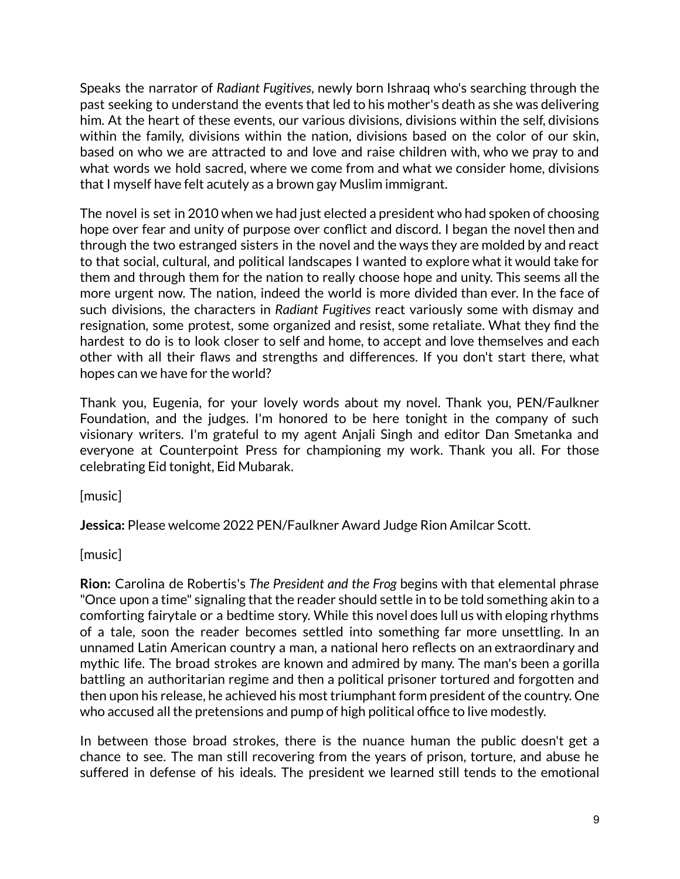Speaks the narrator of *Radiant Fugitives*, newly born Ishraaq who's searching through the past seeking to understand the events that led to his mother's death as she was delivering him. At the heart of these events, our various divisions, divisions within the self, divisions within the family, divisions within the nation, divisions based on the color of our skin, based on who we are attracted to and love and raise children with, who we pray to and what words we hold sacred, where we come from and what we consider home, divisions that I myself have felt acutely as a brown gay Muslim immigrant.

The novel is set in 2010 when we had just elected a president who had spoken of choosing hope over fear and unity of purpose over conflict and discord. I began the novel then and through the two estranged sisters in the novel and the ways they are molded by and react to that social, cultural, and political landscapes I wanted to explore what it would take for them and through them for the nation to really choose hope and unity. This seems all the more urgent now. The nation, indeed the world is more divided than ever. In the face of such divisions, the characters in *Radiant Fugitives* react variously some with dismay and resignation, some protest, some organized and resist, some retaliate. What they find the hardest to do is to look closer to self and home, to accept and love themselves and each other with all their flaws and strengths and differences. If you don't start there, what hopes can we have for the world?

Thank you, Eugenia, for your lovely words about my novel. Thank you, PEN/Faulkner Foundation, and the judges. I'm honored to be here tonight in the company of such visionary writers. I'm grateful to my agent Anjali Singh and editor Dan Smetanka and everyone at Counterpoint Press for championing my work. Thank you all. For those celebrating Eid tonight, Eid Mubarak.

[music]

**Jessica:** Please welcome 2022 PEN/Faulkner Award Judge Rion Amilcar Scott.

[music]

**Rion:** Carolina de Robertis's *The President and the Frog* begins with that elemental phrase "Once upon a time" signaling that the reader should settle in to be told something akin to a comforting fairytale or a bedtime story. While this novel does lull us with eloping rhythms of a tale, soon the reader becomes settled into something far more unsettling. In an unnamed Latin American country a man, a national hero reflects on an extraordinary and mythic life. The broad strokes are known and admired by many. The man's been a gorilla battling an authoritarian regime and then a political prisoner tortured and forgotten and then upon his release, he achieved his most triumphant form president of the country. One who accused all the pretensions and pump of high political office to live modestly.

In between those broad strokes, there is the nuance human the public doesn't get a chance to see. The man still recovering from the years of prison, torture, and abuse he suffered in defense of his ideals. The president we learned still tends to the emotional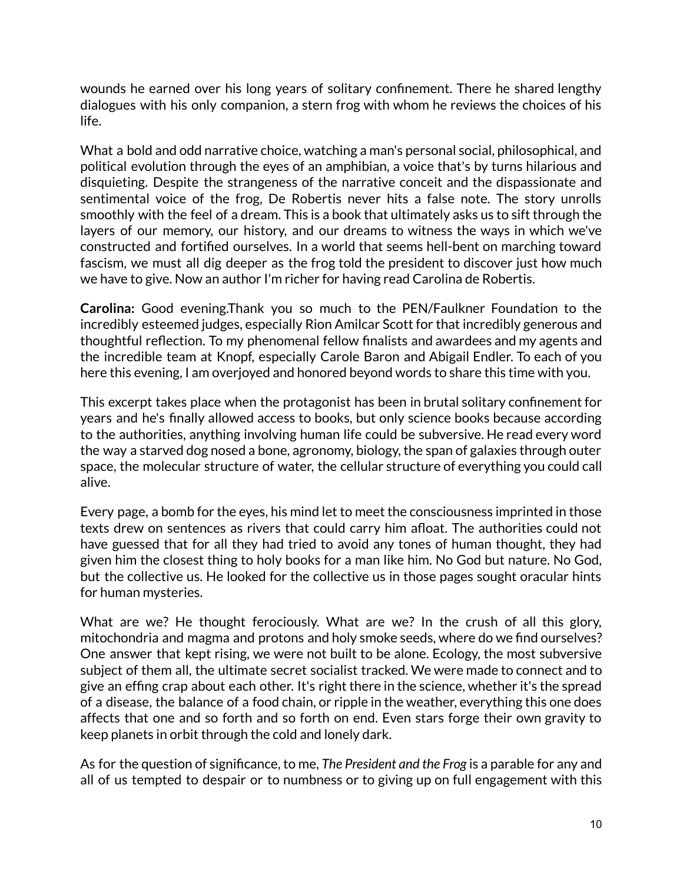wounds he earned over his long years of solitary confinement. There he shared lengthy dialogues with his only companion, a stern frog with whom he reviews the choices of his life.

What a bold and odd narrative choice, watching a man's personal social, philosophical, and political evolution through the eyes of an amphibian, a voice that's by turns hilarious and disquieting. Despite the strangeness of the narrative conceit and the dispassionate and sentimental voice of the frog, De Robertis never hits a false note. The story unrolls smoothly with the feel of a dream. This is a book that ultimately asks us to sift through the layers of our memory, our history, and our dreams to witness the ways in which we've constructed and fortified ourselves. In a world that seems hell-bent on marching toward fascism, we must all dig deeper as the frog told the president to discover just how much we have to give. Now an author I'm richer for having read Carolina de Robertis.

**Carolina:** Good evening.Thank you so much to the PEN/Faulkner Foundation to the incredibly esteemed judges, especially Rion Amilcar Scott for that incredibly generous and thoughtful reflection. To my phenomenal fellow finalists and awardees and my agents and the incredible team at Knopf, especially Carole Baron and Abigail Endler. To each of you here this evening, I am overjoyed and honored beyond words to share this time with you.

This excerpt takes place when the protagonist has been in brutal solitary confinement for years and he's finally allowed access to books, but only science books because according to the authorities, anything involving human life could be subversive. He read every word the way a starved dog nosed a bone, agronomy, biology, the span of galaxies through outer space, the molecular structure of water, the cellular structure of everything you could call alive.

Every page, a bomb for the eyes, his mind let to meet the consciousness imprinted in those texts drew on sentences as rivers that could carry him afloat. The authorities could not have guessed that for all they had tried to avoid any tones of human thought, they had given him the closest thing to holy books for a man like him. No God but nature. No God, but the collective us. He looked for the collective us in those pages sought oracular hints for human mysteries.

What are we? He thought ferociously. What are we? In the crush of all this glory, mitochondria and magma and protons and holy smoke seeds, where do we find ourselves? One answer that kept rising, we were not built to be alone. Ecology, the most subversive subject of them all, the ultimate secret socialist tracked. We were made to connect and to give an effing crap about each other. It's right there in the science, whether it's the spread of a disease, the balance of a food chain, or ripple in the weather, everything this one does affects that one and so forth and so forth on end. Even stars forge their own gravity to keep planets in orbit through the cold and lonely dark.

As for the question of significance, to me, *The President and the Frog* is a parable for any and all of us tempted to despair or to numbness or to giving up on full engagement with this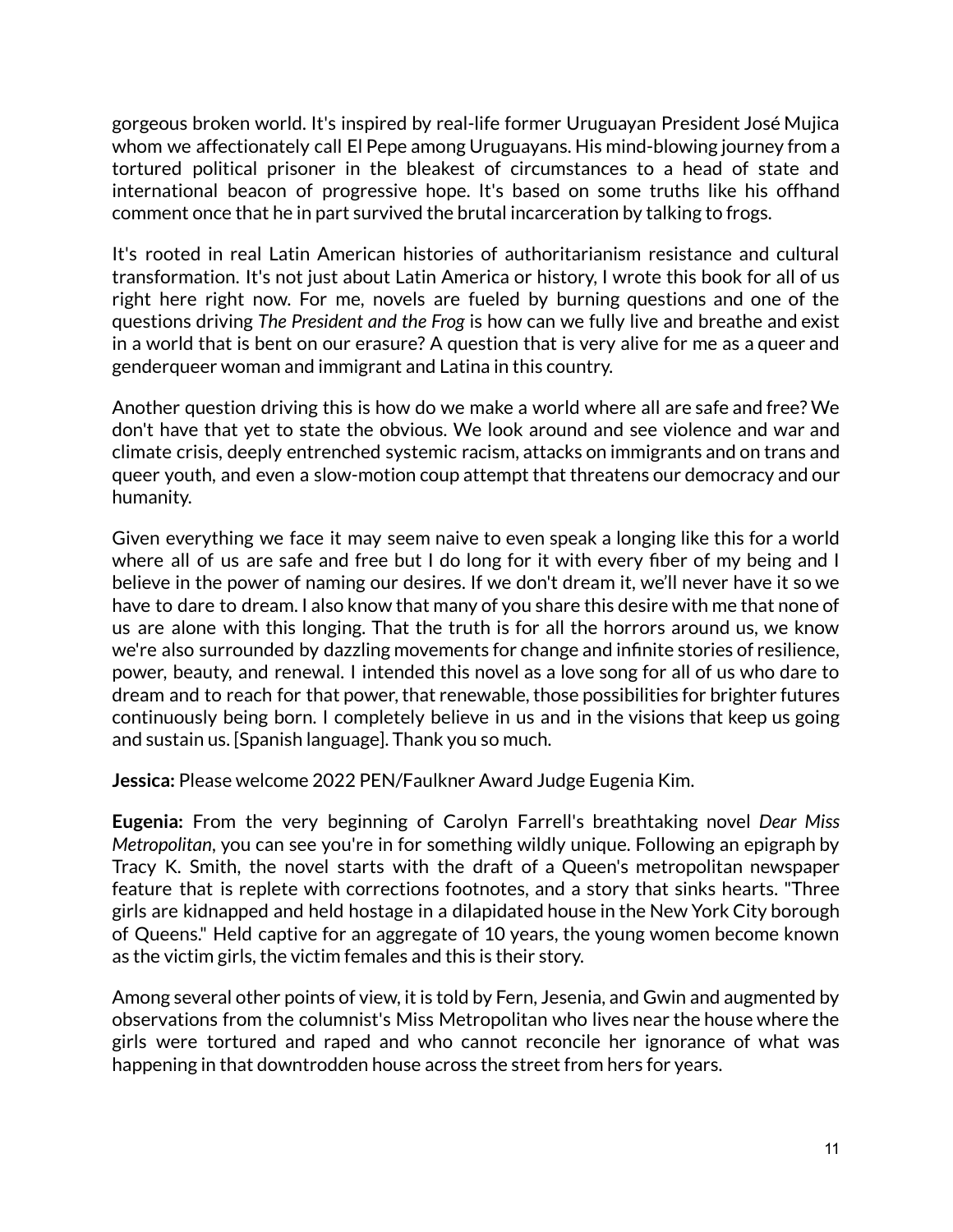gorgeous broken world. It's inspired by real-life former Uruguayan President José Mujica whom we affectionately call El Pepe among Uruguayans. His mind-blowing journey from a tortured political prisoner in the bleakest of circumstances to a head of state and international beacon of progressive hope. It's based on some truths like his offhand comment once that he in part survived the brutal incarceration by talking to frogs.

It's rooted in real Latin American histories of authoritarianism resistance and cultural transformation. It's not just about Latin America or history, I wrote this book for all of us right here right now. For me, novels are fueled by burning questions and one of the questions driving *The President and the Frog* is how can we fully live and breathe and exist in a world that is bent on our erasure? A question that is very alive for me as a queer and genderqueer woman and immigrant and Latina in this country.

Another question driving this is how do we make a world where all are safe and free? We don't have that yet to state the obvious. We look around and see violence and war and climate crisis, deeply entrenched systemic racism, attacks on immigrants and on trans and queer youth, and even a slow-motion coup attempt that threatens our democracy and our humanity.

Given everything we face it may seem naive to even speak a longing like this for a world where all of us are safe and free but I do long for it with every fiber of my being and I believe in the power of naming our desires. If we don't dream it, we'll never have it so we have to dare to dream. I also know that many of you share this desire with me that none of us are alone with this longing. That the truth is for all the horrors around us, we know we're also surrounded by dazzling movements for change and infinite stories of resilience, power, beauty, and renewal. I intended this novel as a love song for all of us who dare to dream and to reach for that power, that renewable, those possibilities for brighter futures continuously being born. I completely believe in us and in the visions that keep us going and sustain us. [Spanish language]. Thank you so much.

**Jessica:** Please welcome 2022 PEN/Faulkner Award Judge Eugenia Kim.

**Eugenia:** From the very beginning of Carolyn Farrell's breathtaking novel *Dear Miss Metropolitan*, you can see you're in for something wildly unique. Following an epigraph by Tracy K. Smith, the novel starts with the draft of a Queen's metropolitan newspaper feature that is replete with corrections footnotes, and a story that sinks hearts. "Three girls are kidnapped and held hostage in a dilapidated house in the New York City borough of Queens." Held captive for an aggregate of 10 years, the young women become known as the victim girls, the victim females and this is their story.

Among several other points of view, it is told by Fern, Jesenia, and Gwin and augmented by observations from the columnist's Miss Metropolitan who lives near the house where the girls were tortured and raped and who cannot reconcile her ignorance of what was happening in that downtrodden house across the street from hers for years.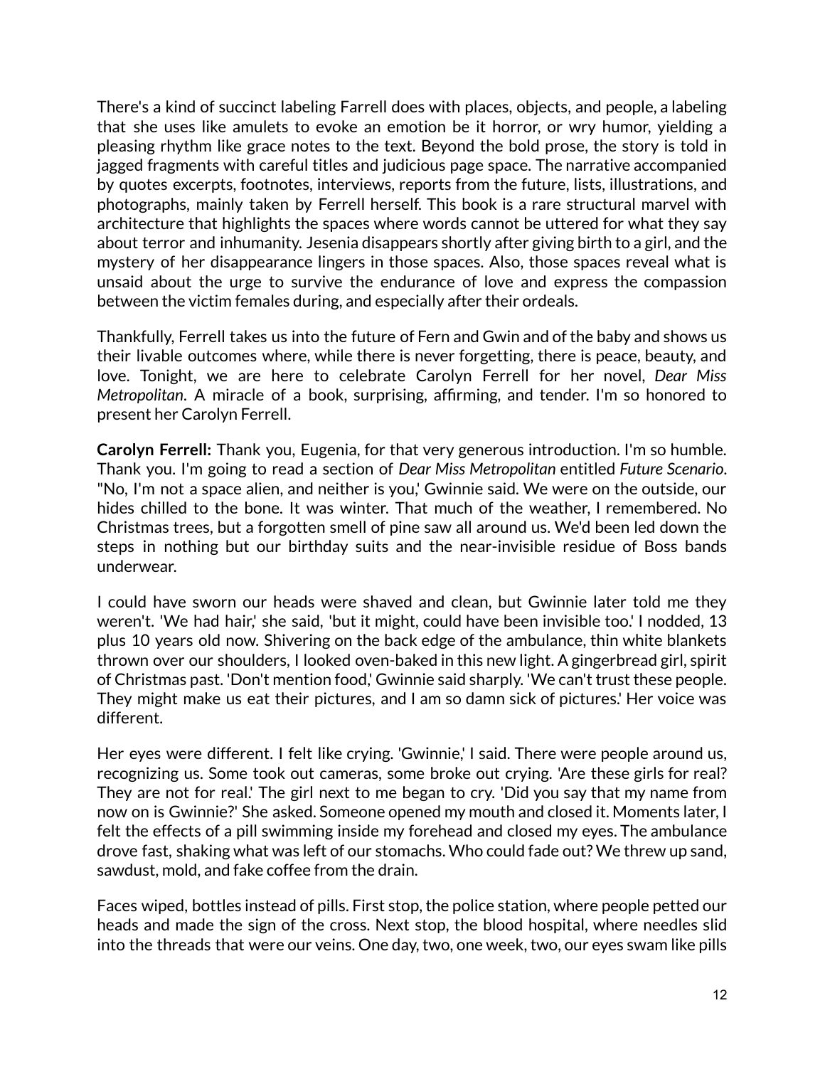There's a kind of succinct labeling Farrell does with places, objects, and people, a labeling that she uses like amulets to evoke an emotion be it horror, or wry humor, yielding a pleasing rhythm like grace notes to the text. Beyond the bold prose, the story is told in jagged fragments with careful titles and judicious page space. The narrative accompanied by quotes excerpts, footnotes, interviews, reports from the future, lists, illustrations, and photographs, mainly taken by Ferrell herself. This book is a rare structural marvel with architecture that highlights the spaces where words cannot be uttered for what they say about terror and inhumanity. Jesenia disappears shortly after giving birth to a girl, and the mystery of her disappearance lingers in those spaces. Also, those spaces reveal what is unsaid about the urge to survive the endurance of love and express the compassion between the victim females during, and especially after their ordeals.

Thankfully, Ferrell takes us into the future of Fern and Gwin and of the baby and shows us their livable outcomes where, while there is never forgetting, there is peace, beauty, and love. Tonight, we are here to celebrate Carolyn Ferrell for her novel, *Dear Miss Metropolitan*. A miracle of a book, surprising, affirming, and tender. I'm so honored to present her Carolyn Ferrell.

**Carolyn Ferrell:** Thank you, Eugenia, for that very generous introduction. I'm so humble. Thank you. I'm going to read a section of *Dear Miss Metropolitan* entitled *Future Scenario*. "No, I'm not a space alien, and neither is you,' Gwinnie said. We were on the outside, our hides chilled to the bone. It was winter. That much of the weather, I remembered. No Christmas trees, but a forgotten smell of pine saw all around us. We'd been led down the steps in nothing but our birthday suits and the near-invisible residue of Boss bands underwear.

I could have sworn our heads were shaved and clean, but Gwinnie later told me they weren't. 'We had hair,' she said, 'but it might, could have been invisible too.' I nodded, 13 plus 10 years old now. Shivering on the back edge of the ambulance, thin white blankets thrown over our shoulders, I looked oven-baked in this new light. A gingerbread girl, spirit of Christmas past. 'Don't mention food,' Gwinnie said sharply. 'We can't trust these people. They might make us eat their pictures, and I am so damn sick of pictures.' Her voice was different.

Her eyes were different. I felt like crying. 'Gwinnie,' I said. There were people around us, recognizing us. Some took out cameras, some broke out crying. 'Are these girls for real? They are not for real.' The girl next to me began to cry. 'Did you say that my name from now on is Gwinnie?' She asked. Someone opened my mouth and closed it. Moments later, I felt the effects of a pill swimming inside my forehead and closed my eyes. The ambulance drove fast, shaking what was left of our stomachs. Who could fade out? We threw up sand, sawdust, mold, and fake coffee from the drain.

Faces wiped, bottles instead of pills. First stop, the police station, where people petted our heads and made the sign of the cross. Next stop, the blood hospital, where needles slid into the threads that were our veins. One day, two, one week, two, our eyes swam like pills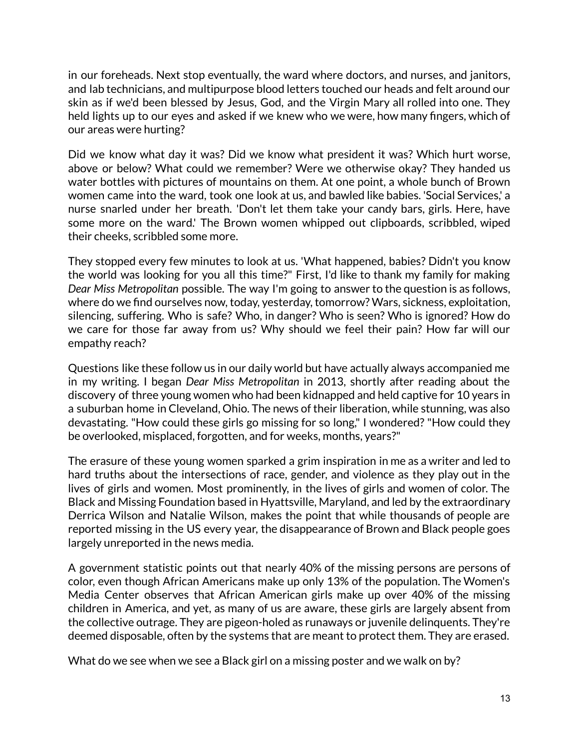in our foreheads. Next stop eventually, the ward where doctors, and nurses, and janitors, and lab technicians, and multipurpose blood letters touched our heads and felt around our skin as if we'd been blessed by Jesus, God, and the Virgin Mary all rolled into one. They held lights up to our eyes and asked if we knew who we were, how many fingers, which of our areas were hurting?

Did we know what day it was? Did we know what president it was? Which hurt worse, above or below? What could we remember? Were we otherwise okay? They handed us water bottles with pictures of mountains on them. At one point, a whole bunch of Brown women came into the ward, took one look at us, and bawled like babies. 'Social Services,' a nurse snarled under her breath. 'Don't let them take your candy bars, girls. Here, have some more on the ward.' The Brown women whipped out clipboards, scribbled, wiped their cheeks, scribbled some more.

They stopped every few minutes to look at us. 'What happened, babies? Didn't you know the world was looking for you all this time?" First, I'd like to thank my family for making *Dear Miss Metropolitan* possible. The way I'm going to answer to the question is as follows, where do we find ourselves now, today, yesterday, tomorrow? Wars, sickness, exploitation, silencing, suffering. Who is safe? Who, in danger? Who is seen? Who is ignored? How do we care for those far away from us? Why should we feel their pain? How far will our empathy reach?

Questions like these follow us in our daily world but have actually always accompanied me in my writing. I began *Dear Miss Metropolitan* in 2013, shortly after reading about the discovery of three young women who had been kidnapped and held captive for 10 years in a suburban home in Cleveland, Ohio. The news of their liberation, while stunning, was also devastating. "How could these girls go missing for so long," I wondered? "How could they be overlooked, misplaced, forgotten, and for weeks, months, years?"

The erasure of these young women sparked a grim inspiration in me as a writer and led to hard truths about the intersections of race, gender, and violence as they play out in the lives of girls and women. Most prominently, in the lives of girls and women of color. The Black and Missing Foundation based in Hyattsville, Maryland, and led by the extraordinary Derrica Wilson and Natalie Wilson, makes the point that while thousands of people are reported missing in the US every year, the disappearance of Brown and Black people goes largely unreported in the news media.

A government statistic points out that nearly 40% of the missing persons are persons of color, even though African Americans make up only 13% of the population. The Women's Media Center observes that African American girls make up over 40% of the missing children in America, and yet, as many of us are aware, these girls are largely absent from the collective outrage. They are pigeon-holed as runaways or juvenile delinquents. They're deemed disposable, often by the systems that are meant to protect them. They are erased.

What do we see when we see a Black girl on a missing poster and we walk on by?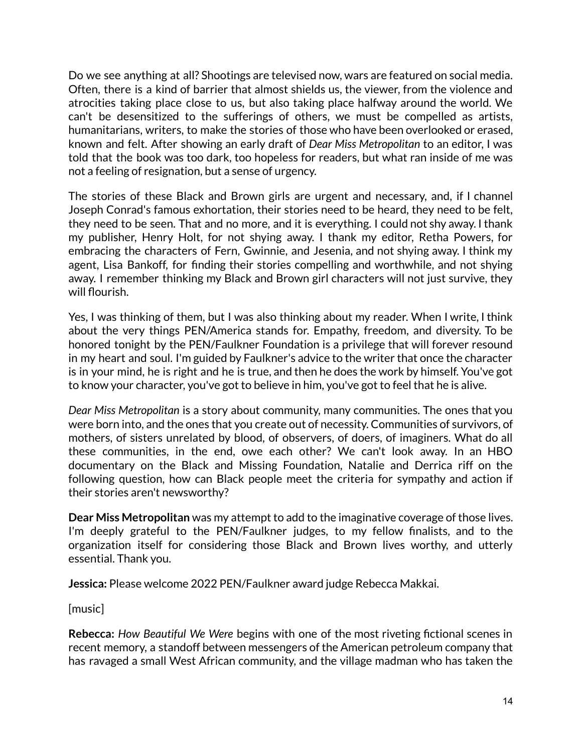Do we see anything at all? Shootings are televised now, wars are featured on social media. Often, there is a kind of barrier that almost shields us, the viewer, from the violence and atrocities taking place close to us, but also taking place halfway around the world. We can't be desensitized to the sufferings of others, we must be compelled as artists, humanitarians, writers, to make the stories of those who have been overlooked or erased, known and felt. After showing an early draft of *Dear Miss Metropolitan* to an editor, I was told that the book was too dark, too hopeless for readers, but what ran inside of me was not a feeling of resignation, but a sense of urgency.

The stories of these Black and Brown girls are urgent and necessary, and, if I channel Joseph Conrad's famous exhortation, their stories need to be heard, they need to be felt, they need to be seen. That and no more, and it is everything. I could not shy away. I thank my publisher, Henry Holt, for not shying away. I thank my editor, Retha Powers, for embracing the characters of Fern, Gwinnie, and Jesenia, and not shying away. I think my agent, Lisa Bankoff, for finding their stories compelling and worthwhile, and not shying away. I remember thinking my Black and Brown girl characters will not just survive, they will flourish.

Yes, I was thinking of them, but I was also thinking about my reader. When I write, I think about the very things PEN/America stands for. Empathy, freedom, and diversity. To be honored tonight by the PEN/Faulkner Foundation is a privilege that will forever resound in my heart and soul. I'm guided by Faulkner's advice to the writer that once the character is in your mind, he is right and he is true, and then he does the work by himself. You've got to know your character, you've got to believe in him, you've got to feel that he is alive.

*Dear Miss Metropolitan* is a story about community, many communities. The ones that you were born into, and the ones that you create out of necessity. Communities of survivors, of mothers, of sisters unrelated by blood, of observers, of doers, of imaginers. What do all these communities, in the end, owe each other? We can't look away. In an HBO documentary on the Black and Missing Foundation, Natalie and Derrica riff on the following question, how can Black people meet the criteria for sympathy and action if their stories aren't newsworthy?

**Dear Miss Metropolitan** was my attempt to add to the imaginative coverage of those lives. I'm deeply grateful to the PEN/Faulkner judges, to my fellow finalists, and to the organization itself for considering those Black and Brown lives worthy, and utterly essential. Thank you.

**Jessica:** Please welcome 2022 PEN/Faulkner award judge Rebecca Makkai.

[music]

**Rebecca:** *How Beautiful We Were* begins with one of the most riveting fictional scenes in recent memory, a standoff between messengers of the American petroleum company that has ravaged a small West African community, and the village madman who has taken the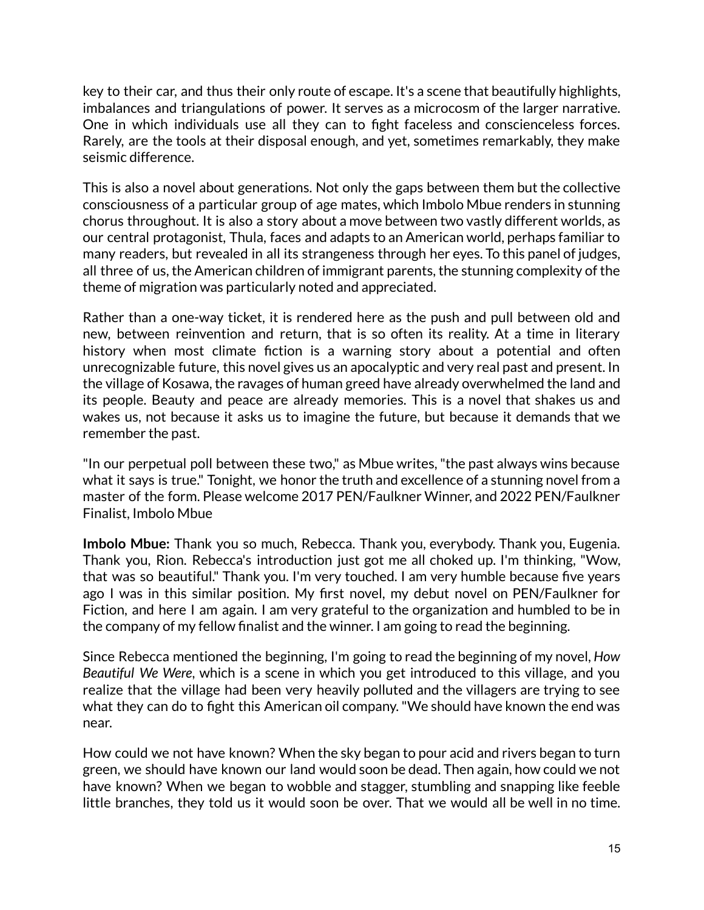key to their car, and thus their only route of escape. It's a scene that beautifully highlights, imbalances and triangulations of power. It serves as a microcosm of the larger narrative. One in which individuals use all they can to fight faceless and conscienceless forces. Rarely, are the tools at their disposal enough, and yet, sometimes remarkably, they make seismic difference.

This is also a novel about generations. Not only the gaps between them but the collective consciousness of a particular group of age mates, which Imbolo Mbue renders in stunning chorus throughout. It is also a story about a move between two vastly different worlds, as our central protagonist, Thula, faces and adapts to an American world, perhaps familiar to many readers, but revealed in all its strangeness through her eyes. To this panel of judges, all three of us, the American children of immigrant parents, the stunning complexity of the theme of migration was particularly noted and appreciated.

Rather than a one-way ticket, it is rendered here as the push and pull between old and new, between reinvention and return, that is so often its reality. At a time in literary history when most climate fiction is a warning story about a potential and often unrecognizable future, this novel gives us an apocalyptic and very real past and present. In the village of Kosawa, the ravages of human greed have already overwhelmed the land and its people. Beauty and peace are already memories. This is a novel that shakes us and wakes us, not because it asks us to imagine the future, but because it demands that we remember the past.

"In our perpetual poll between these two," as Mbue writes, "the past always wins because what it says is true." Tonight, we honor the truth and excellence of a stunning novel from a master of the form. Please welcome 2017 PEN/Faulkner Winner, and 2022 PEN/Faulkner Finalist, Imbolo Mbue

**Imbolo Mbue:** Thank you so much, Rebecca. Thank you, everybody. Thank you, Eugenia. Thank you, Rion. Rebecca's introduction just got me all choked up. I'm thinking, "Wow, that was so beautiful." Thank you. I'm very touched. I am very humble because five years ago I was in this similar position. My first novel, my debut novel on PEN/Faulkner for Fiction, and here I am again. I am very grateful to the organization and humbled to be in the company of my fellow finalist and the winner. I am going to read the beginning.

Since Rebecca mentioned the beginning, I'm going to read the beginning of my novel, *How Beautiful We Were*, which is a scene in which you get introduced to this village, and you realize that the village had been very heavily polluted and the villagers are trying to see what they can do to fight this American oil company. "We should have known the end was near.

How could we not have known? When the sky began to pour acid and rivers began to turn green, we should have known our land would soon be dead. Then again, how could we not have known? When we began to wobble and stagger, stumbling and snapping like feeble little branches, they told us it would soon be over. That we would all be well in no time.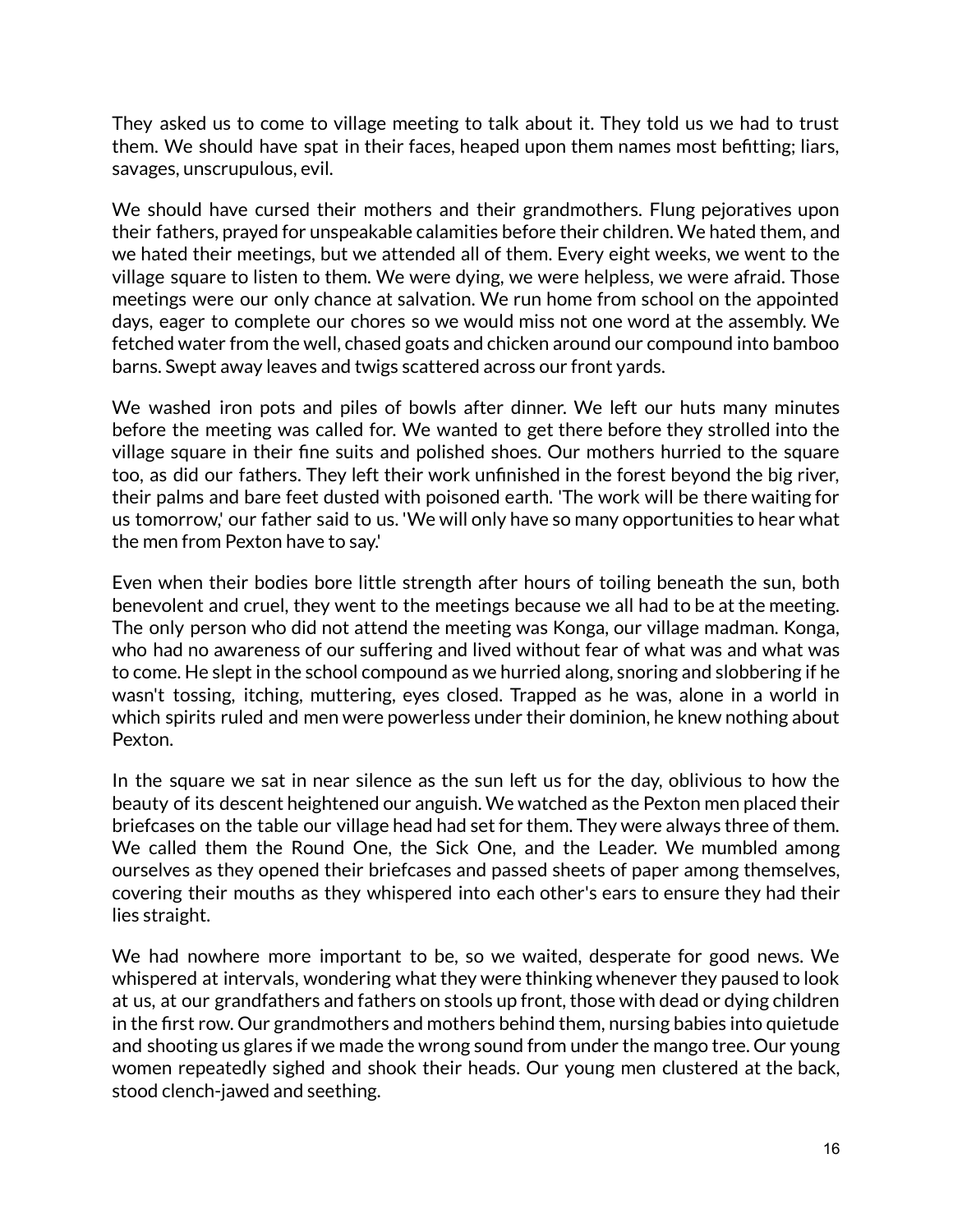They asked us to come to village meeting to talk about it. They told us we had to trust them. We should have spat in their faces, heaped upon them names most befitting; liars, savages, unscrupulous, evil.

We should have cursed their mothers and their grandmothers. Flung pejoratives upon their fathers, prayed for unspeakable calamities before their children. We hated them, and we hated their meetings, but we attended all of them. Every eight weeks, we went to the village square to listen to them. We were dying, we were helpless, we were afraid. Those meetings were our only chance at salvation. We run home from school on the appointed days, eager to complete our chores so we would miss not one word at the assembly. We fetched water from the well, chased goats and chicken around our compound into bamboo barns. Swept away leaves and twigs scattered across our front yards.

We washed iron pots and piles of bowls after dinner. We left our huts many minutes before the meeting was called for. We wanted to get there before they strolled into the village square in their fine suits and polished shoes. Our mothers hurried to the square too, as did our fathers. They left their work unfinished in the forest beyond the big river, their palms and bare feet dusted with poisoned earth. 'The work will be there waiting for us tomorrow,' our father said to us. 'We will only have so many opportunities to hear what the men from Pexton have to say.'

Even when their bodies bore little strength after hours of toiling beneath the sun, both benevolent and cruel, they went to the meetings because we all had to be at the meeting. The only person who did not attend the meeting was Konga, our village madman. Konga, who had no awareness of our suffering and lived without fear of what was and what was to come. He slept in the school compound as we hurried along, snoring and slobbering if he wasn't tossing, itching, muttering, eyes closed. Trapped as he was, alone in a world in which spirits ruled and men were powerless under their dominion, he knew nothing about Pexton.

In the square we sat in near silence as the sun left us for the day, oblivious to how the beauty of its descent heightened our anguish. We watched as the Pexton men placed their briefcases on the table our village head had set for them. They were always three of them. We called them the Round One, the Sick One, and the Leader. We mumbled among ourselves as they opened their briefcases and passed sheets of paper among themselves, covering their mouths as they whispered into each other's ears to ensure they had their lies straight.

We had nowhere more important to be, so we waited, desperate for good news. We whispered at intervals, wondering what they were thinking whenever they paused to look at us, at our grandfathers and fathers on stools up front, those with dead or dying children in the first row. Our grandmothers and mothers behind them, nursing babies into quietude and shooting us glares if we made the wrong sound from under the mango tree. Our young women repeatedly sighed and shook their heads. Our young men clustered at the back, stood clench-jawed and seething.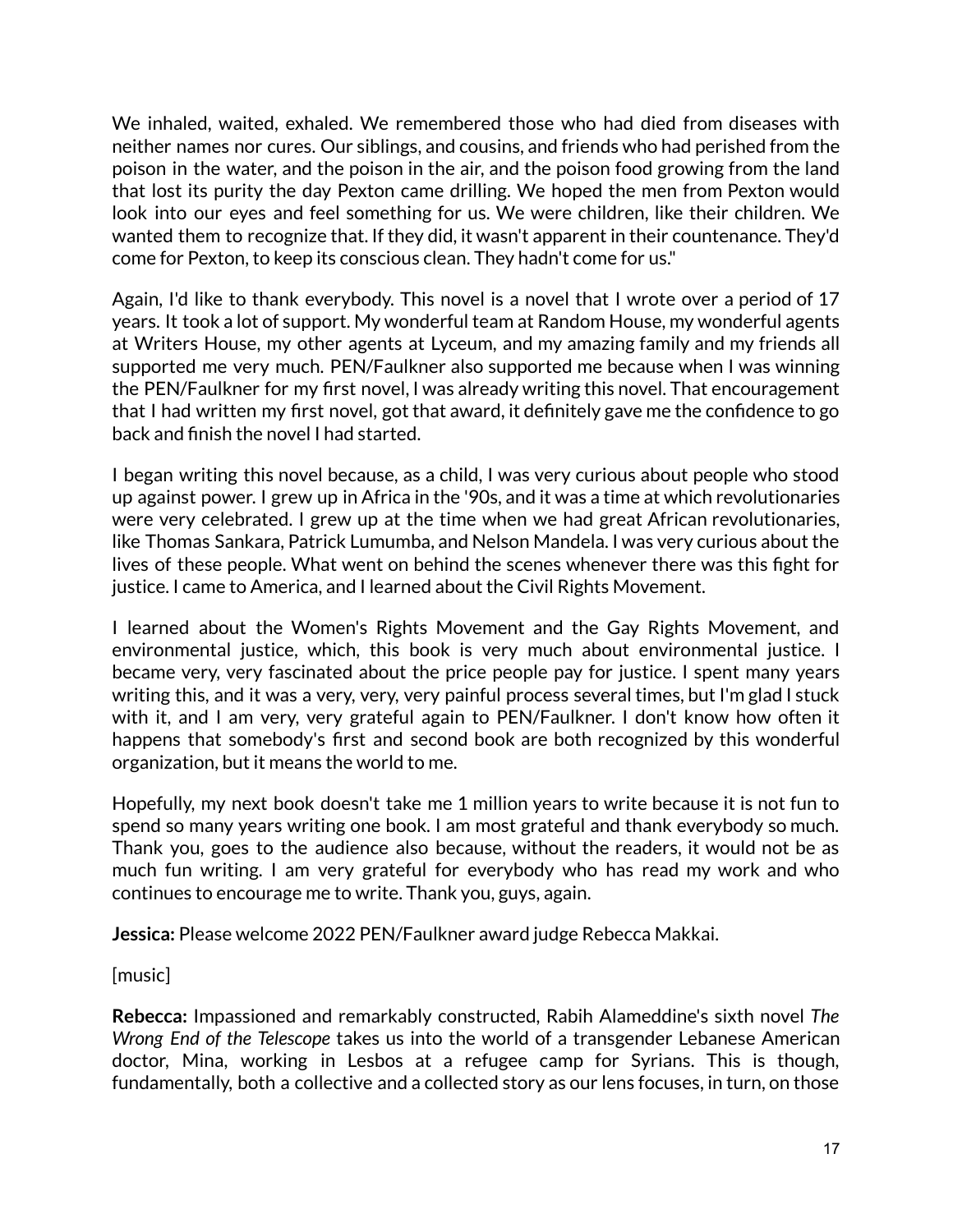We inhaled, waited, exhaled. We remembered those who had died from diseases with neither names nor cures. Our siblings, and cousins, and friends who had perished from the poison in the water, and the poison in the air, and the poison food growing from the land that lost its purity the day Pexton came drilling. We hoped the men from Pexton would look into our eyes and feel something for us. We were children, like their children. We wanted them to recognize that. If they did, it wasn't apparent in their countenance. They'd come for Pexton, to keep its conscious clean. They hadn't come for us."

Again, I'd like to thank everybody. This novel is a novel that I wrote over a period of 17 years. It took a lot of support. My wonderful team at Random House, my wonderful agents at Writers House, my other agents at Lyceum, and my amazing family and my friends all supported me very much. PEN/Faulkner also supported me because when I was winning the PEN/Faulkner for my first novel, I was already writing this novel. That encouragement that I had written my first novel, got that award, it definitely gave me the confidence to go back and finish the novel I had started.

I began writing this novel because, as a child, I was very curious about people who stood up against power. I grew up in Africa in the '90s, and it was a time at which revolutionaries were very celebrated. I grew up at the time when we had great African revolutionaries, like Thomas Sankara, Patrick Lumumba, and Nelson Mandela. I was very curious about the lives of these people. What went on behind the scenes whenever there was this fight for justice. I came to America, and I learned about the Civil Rights Movement.

I learned about the Women's Rights Movement and the Gay Rights Movement, and environmental justice, which, this book is very much about environmental justice. I became very, very fascinated about the price people pay for justice. I spent many years writing this, and it was a very, very, very painful process several times, but I'm glad I stuck with it, and I am very, very grateful again to PEN/Faulkner. I don't know how often it happens that somebody's first and second book are both recognized by this wonderful organization, but it means the world to me.

Hopefully, my next book doesn't take me 1 million years to write because it is not fun to spend so many years writing one book. I am most grateful and thank everybody so much. Thank you, goes to the audience also because, without the readers, it would not be as much fun writing. I am very grateful for everybody who has read my work and who continues to encourage me to write. Thank you, guys, again.

**Jessica:** Please welcome 2022 PEN/Faulkner award judge Rebecca Makkai.

[music]

**Rebecca:** Impassioned and remarkably constructed, Rabih Alameddine's sixth novel *The Wrong End of the Telescope* takes us into the world of a transgender Lebanese American doctor, Mina, working in Lesbos at a refugee camp for Syrians. This is though, fundamentally, both a collective and a collected story as our lens focuses, in turn, on those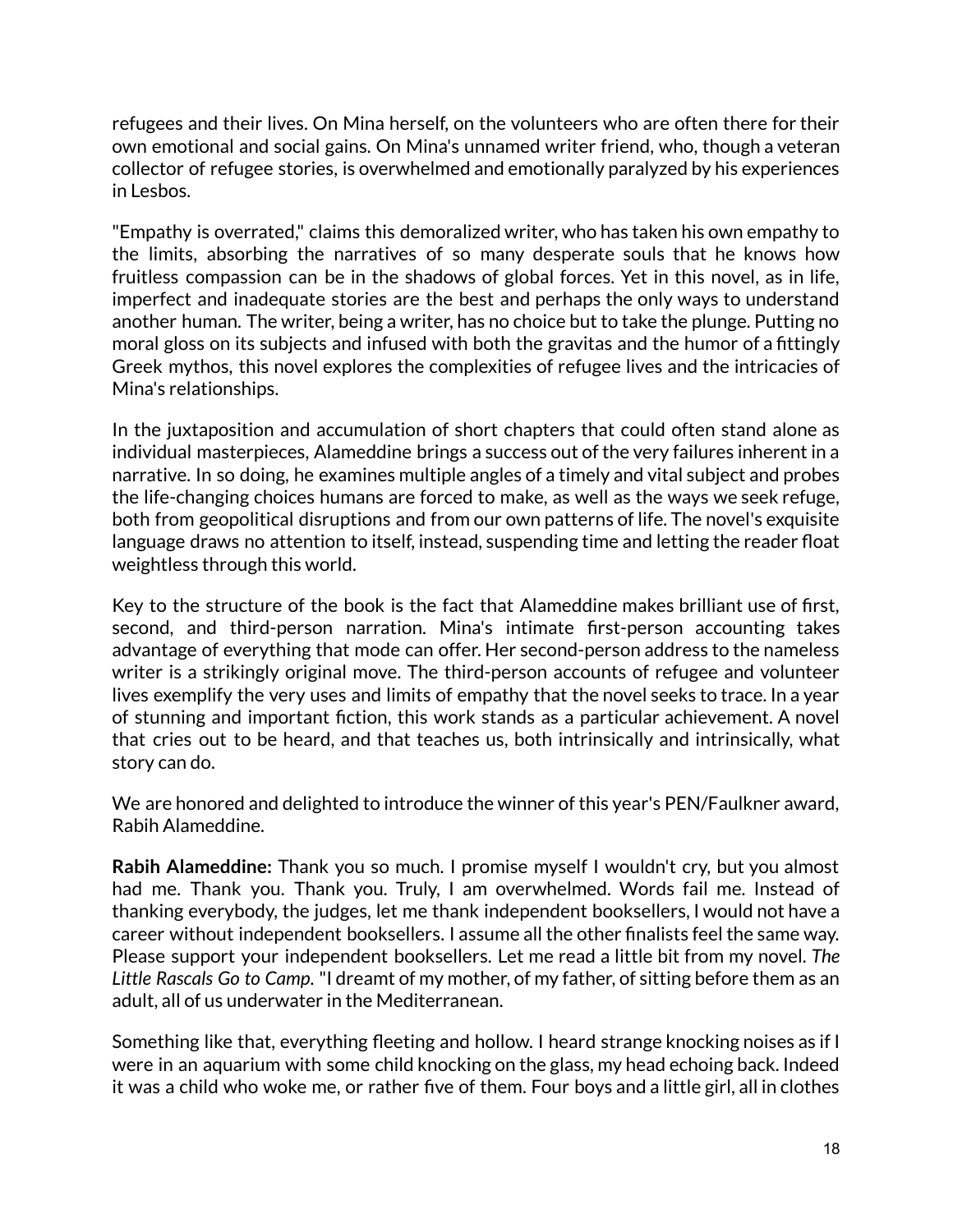refugees and their lives. On Mina herself, on the volunteers who are often there for their own emotional and social gains. On Mina's unnamed writer friend, who, though a veteran collector of refugee stories, is overwhelmed and emotionally paralyzed by his experiences in Lesbos.

"Empathy is overrated," claims this demoralized writer, who has taken his own empathy to the limits, absorbing the narratives of so many desperate souls that he knows how fruitless compassion can be in the shadows of global forces. Yet in this novel, as in life, imperfect and inadequate stories are the best and perhaps the only ways to understand another human. The writer, being a writer, has no choice but to take the plunge. Putting no moral gloss on its subjects and infused with both the gravitas and the humor of a fittingly Greek mythos, this novel explores the complexities of refugee lives and the intricacies of Mina's relationships.

In the juxtaposition and accumulation of short chapters that could often stand alone as individual masterpieces, Alameddine brings a success out of the very failures inherent in a narrative. In so doing, he examines multiple angles of a timely and vital subject and probes the life-changing choices humans are forced to make, as well as the ways we seek refuge, both from geopolitical disruptions and from our own patterns of life. The novel's exquisite language draws no attention to itself, instead, suspending time and letting the reader float weightless through this world.

Key to the structure of the book is the fact that Alameddine makes brilliant use of first, second, and third-person narration. Mina's intimate first-person accounting takes advantage of everything that mode can offer. Her second-person address to the nameless writer is a strikingly original move. The third-person accounts of refugee and volunteer lives exemplify the very uses and limits of empathy that the novel seeks to trace. In a year of stunning and important fiction, this work stands as a particular achievement. A novel that cries out to be heard, and that teaches us, both intrinsically and intrinsically, what story can do.

We are honored and delighted to introduce the winner of this year's PEN/Faulkner award, Rabih Alameddine.

**Rabih Alameddine:** Thank you so much. I promise myself I wouldn't cry, but you almost had me. Thank you. Thank you. Truly, I am overwhelmed. Words fail me. Instead of thanking everybody, the judges, let me thank independent booksellers, I would not have a career without independent booksellers. I assume all the other finalists feel the same way. Please support your independent booksellers. Let me read a little bit from my novel. *The Little Rascals Go to Camp.* "I dreamt of my mother, of my father, of sitting before them as an adult, all of us underwater in the Mediterranean.

Something like that, everything fleeting and hollow. I heard strange knocking noises as if I were in an aquarium with some child knocking on the glass, my head echoing back. Indeed it was a child who woke me, or rather five of them. Four boys and a little girl, all in clothes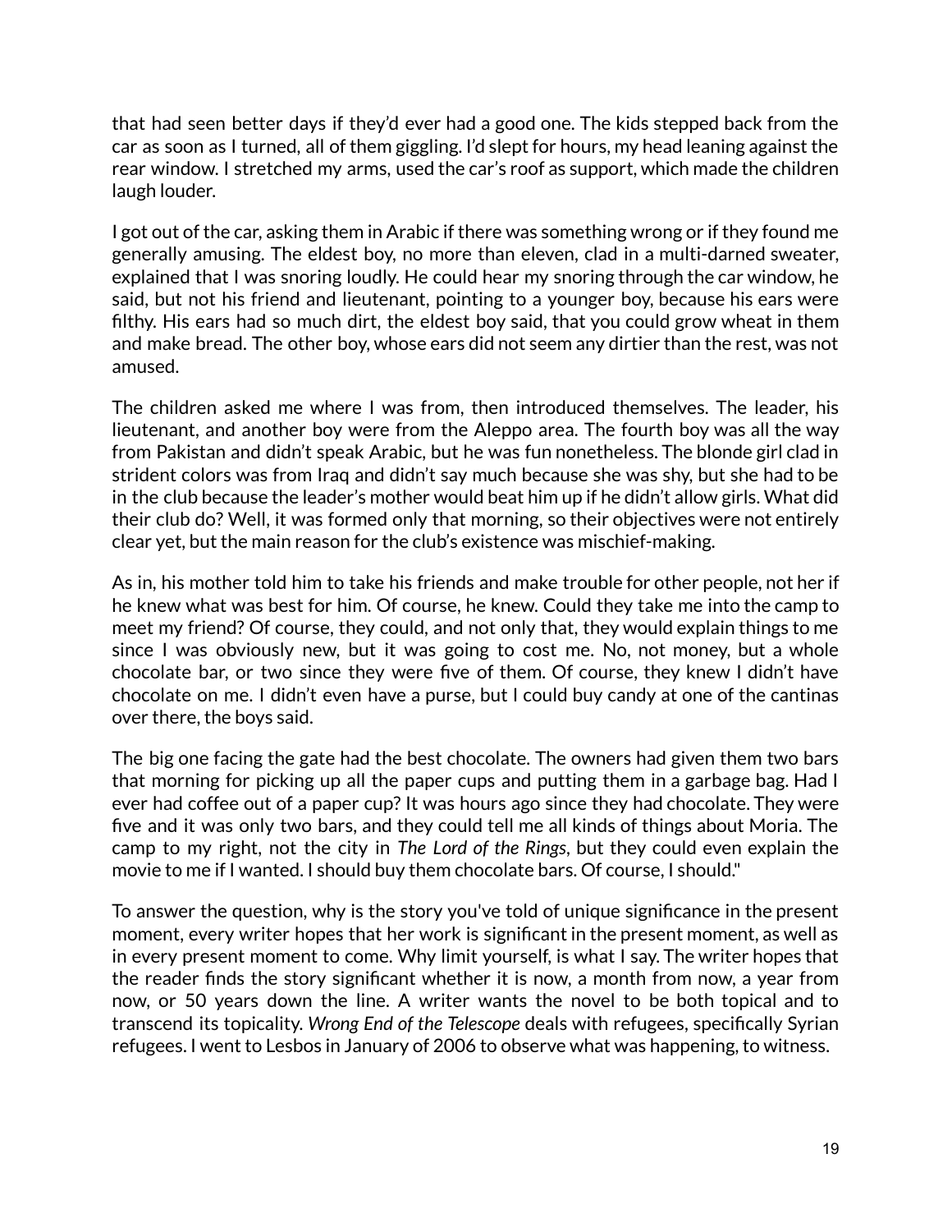that had seen better days if they'd ever had a good one. The kids stepped back from the car as soon as I turned, all of them giggling. I'd slept for hours, my head leaning against the rear window. I stretched my arms, used the car's roof as support, which made the children laugh louder.

I got out of the car, asking them in Arabic if there was something wrong or if they found me generally amusing. The eldest boy, no more than eleven, clad in a multi-darned sweater, explained that I was snoring loudly. He could hear my snoring through the car window, he said, but not his friend and lieutenant, pointing to a younger boy, because his ears were filthy. His ears had so much dirt, the eldest boy said, that you could grow wheat in them and make bread. The other boy, whose ears did not seem any dirtier than the rest, was not amused.

The children asked me where I was from, then introduced themselves. The leader, his lieutenant, and another boy were from the Aleppo area. The fourth boy was all the way from Pakistan and didn't speak Arabic, but he was fun nonetheless. The blonde girl clad in strident colors was from Iraq and didn't say much because she was shy, but she had to be in the club because the leader's mother would beat him up if he didn't allow girls. What did their club do? Well, it was formed only that morning, so their objectives were not entirely clear yet, but the main reason for the club's existence was mischief-making.

As in, his mother told him to take his friends and make trouble for other people, not her if he knew what was best for him. Of course, he knew. Could they take me into the camp to meet my friend? Of course, they could, and not only that, they would explain things to me since I was obviously new, but it was going to cost me. No, not money, but a whole chocolate bar, or two since they were five of them. Of course, they knew I didn't have chocolate on me. I didn't even have a purse, but I could buy candy at one of the cantinas over there, the boys said.

The big one facing the gate had the best chocolate. The owners had given them two bars that morning for picking up all the paper cups and putting them in a garbage bag. Had I ever had coffee out of a paper cup? It was hours ago since they had chocolate. They were five and it was only two bars, and they could tell me all kinds of things about Moria. The camp to my right, not the city in *The Lord of the Rings*, but they could even explain the movie to me if I wanted. I should buy them chocolate bars. Of course, I should."

To answer the question, why is the story you've told of unique significance in the present moment, every writer hopes that her work is significant in the present moment, as well as in every present moment to come. Why limit yourself, is what I say. The writer hopes that the reader finds the story significant whether it is now, a month from now, a year from now, or 50 years down the line. A writer wants the novel to be both topical and to transcend its topicality. *Wrong End of the Telescope* deals with refugees, specifically Syrian refugees. I went to Lesbos in January of 2006 to observe what was happening, to witness.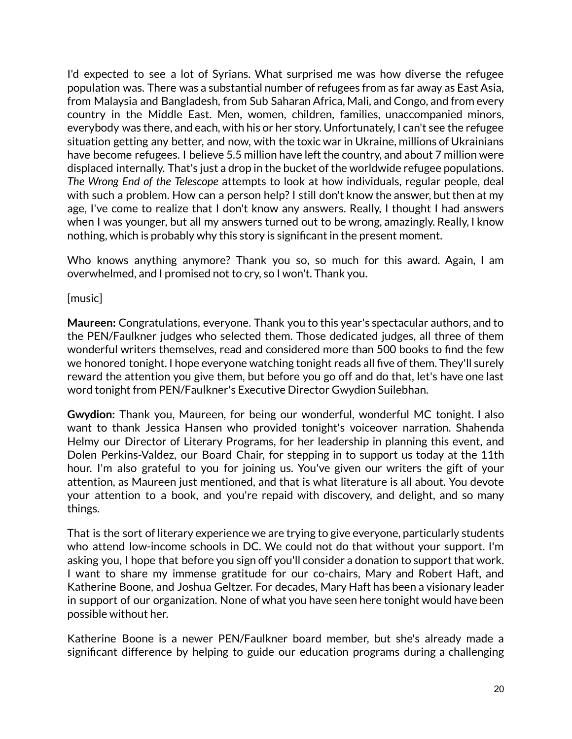I'd expected to see a lot of Syrians. What surprised me was how diverse the refugee population was. There was a substantial number of refugees from as far away as East Asia, from Malaysia and Bangladesh, from Sub Saharan Africa, Mali, and Congo, and from every country in the Middle East. Men, women, children, families, unaccompanied minors, everybody was there, and each, with his or her story. Unfortunately, I can't see the refugee situation getting any better, and now, with the toxic war in Ukraine, millions of Ukrainians have become refugees. I believe 5.5 million have left the country, and about 7 million were displaced internally. That's just a drop in the bucket of the worldwide refugee populations. *The Wrong End of the Telescope* attempts to look at how individuals, regular people, deal with such a problem. How can a person help? I still don't know the answer, but then at my age, I've come to realize that I don't know any answers. Really, I thought I had answers when I was younger, but all my answers turned out to be wrong, amazingly. Really, I know nothing, which is probably why this story is significant in the present moment.

Who knows anything anymore? Thank you so, so much for this award. Again, I am overwhelmed, and I promised not to cry, so I won't. Thank you.

[music]

**Maureen:** Congratulations, everyone. Thank you to this year's spectacular authors, and to the PEN/Faulkner judges who selected them. Those dedicated judges, all three of them wonderful writers themselves, read and considered more than 500 books to find the few we honored tonight. I hope everyone watching tonight reads all five of them. They'll surely reward the attention you give them, but before you go off and do that, let's have one last word tonight from PEN/Faulkner's Executive Director Gwydion Suilebhan.

**Gwydion:** Thank you, Maureen, for being our wonderful, wonderful MC tonight. I also want to thank Jessica Hansen who provided tonight's voiceover narration. Shahenda Helmy our Director of Literary Programs, for her leadership in planning this event, and Dolen Perkins-Valdez, our Board Chair, for stepping in to support us today at the 11th hour. I'm also grateful to you for joining us. You've given our writers the gift of your attention, as Maureen just mentioned, and that is what literature is all about. You devote your attention to a book, and you're repaid with discovery, and delight, and so many things.

That is the sort of literary experience we are trying to give everyone, particularly students who attend low-income schools in DC. We could not do that without your support. I'm asking you, I hope that before you sign off you'll consider a donation to support that work. I want to share my immense gratitude for our co-chairs, Mary and Robert Haft, and Katherine Boone, and Joshua Geltzer. For decades, Mary Haft has been a visionary leader in support of our organization. None of what you have seen here tonight would have been possible without her.

Katherine Boone is a newer PEN/Faulkner board member, but she's already made a significant difference by helping to guide our education programs during a challenging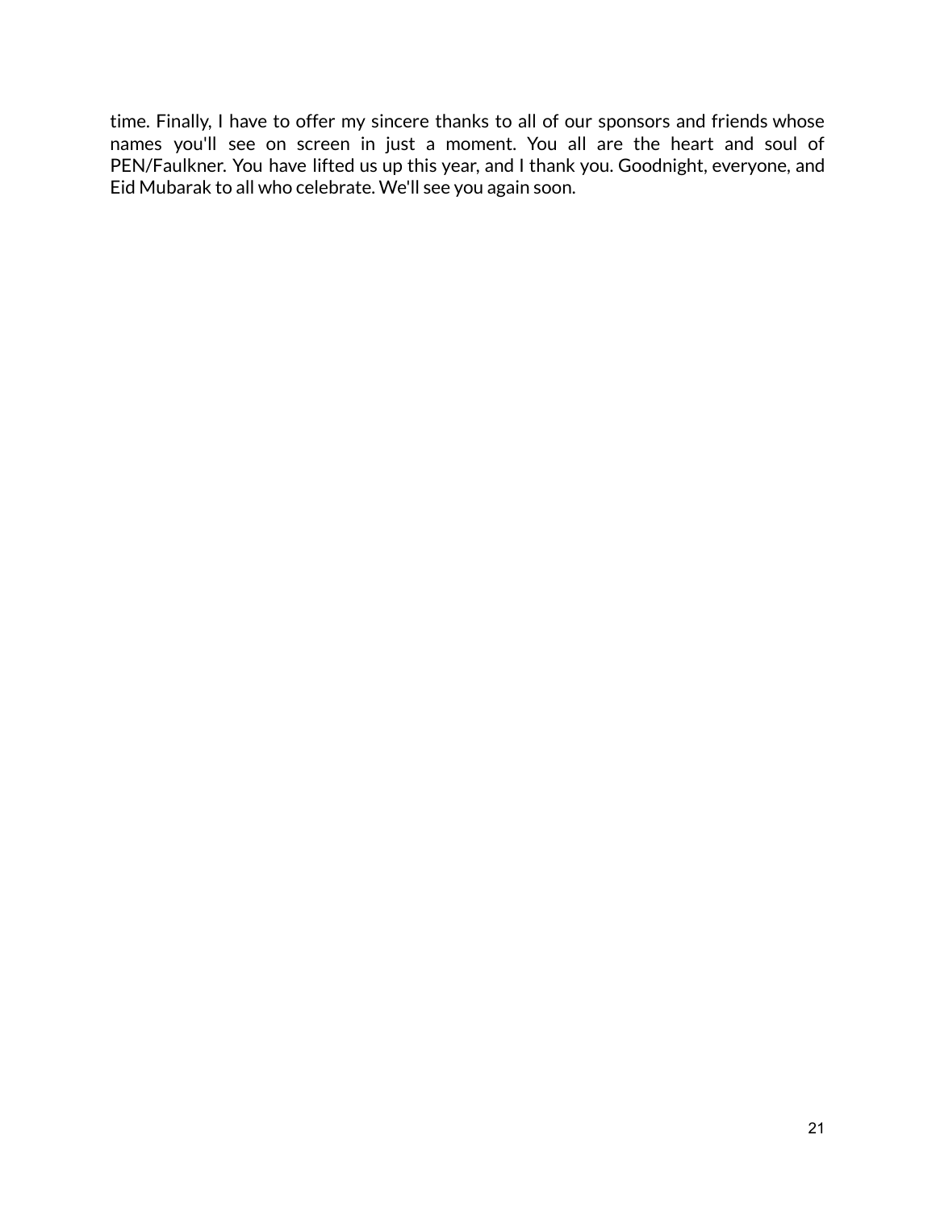time. Finally, I have to offer my sincere thanks to all of our sponsors and friends whose names you'll see on screen in just a moment. You all are the heart and soul of PEN/Faulkner. You have lifted us up this year, and I thank you. Goodnight, everyone, and Eid Mubarak to all who celebrate. We'll see you again soon.